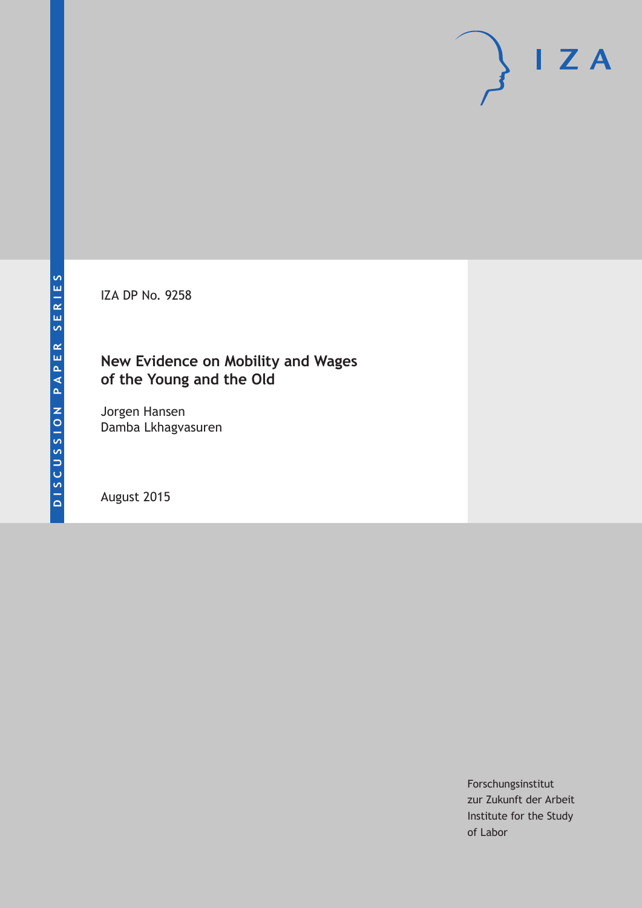DISCUSSION PAPER SERIES

IZA

IZA DP No. 9258

# New Evidence on Mobility and Wages of the Young and the Old

Jorgen Hansen
Damba Lkhagvasuren

August 2015

Forschungsinstitut
zur Zukunft der Arbeit
Institute for the Study
of Labor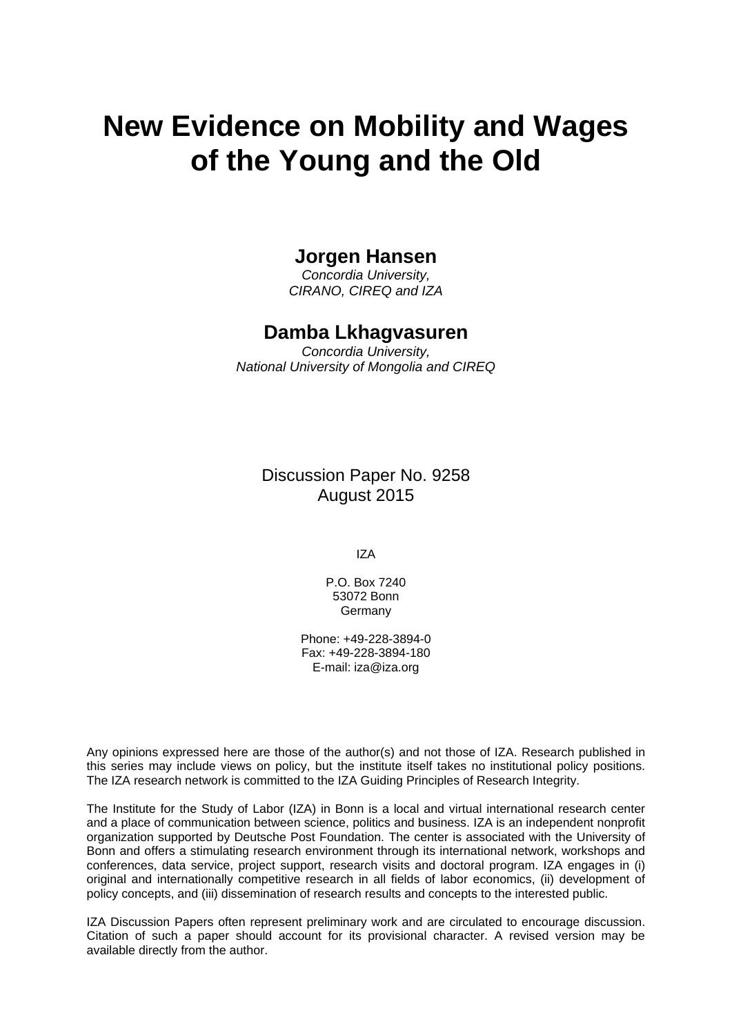# New Evidence on Mobility and Wages of the Young and the Old

**Jorgen Hansen**

*Concordia University, CIRANO, CIREQ and IZA*

**Damba Lkhagvasuren**

*Concordia University, National University of Mongolia and CIREQ*

Discussion Paper No. 9258
August 2015

IZA

P.O. Box 7240
53072 Bonn
Germany

Phone: +49-228-3894-0
Fax: +49-228-3894-180
E-mail: iza@iza.org

Any opinions expressed here are those of the author(s) and not those of IZA. Research published in this series may include views on policy, but the institute itself takes no institutional policy positions. The IZA research network is committed to the IZA Guiding Principles of Research Integrity.

The Institute for the Study of Labor (IZA) in Bonn is a local and virtual international research center and a place of communication between science, politics and business. IZA is an independent nonprofit organization supported by Deutsche Post Foundation. The center is associated with the University of Bonn and offers a stimulating research environment through its international network, workshops and conferences, data service, project support, research visits and doctoral program. IZA engages in (i) original and internationally competitive research in all fields of labor economics, (ii) development of policy concepts, and (iii) dissemination of research results and concepts to the interested public.

IZA Discussion Papers often represent preliminary work and are circulated to encourage discussion. Citation of such a paper should account for its provisional character. A revised version may be available directly from the author.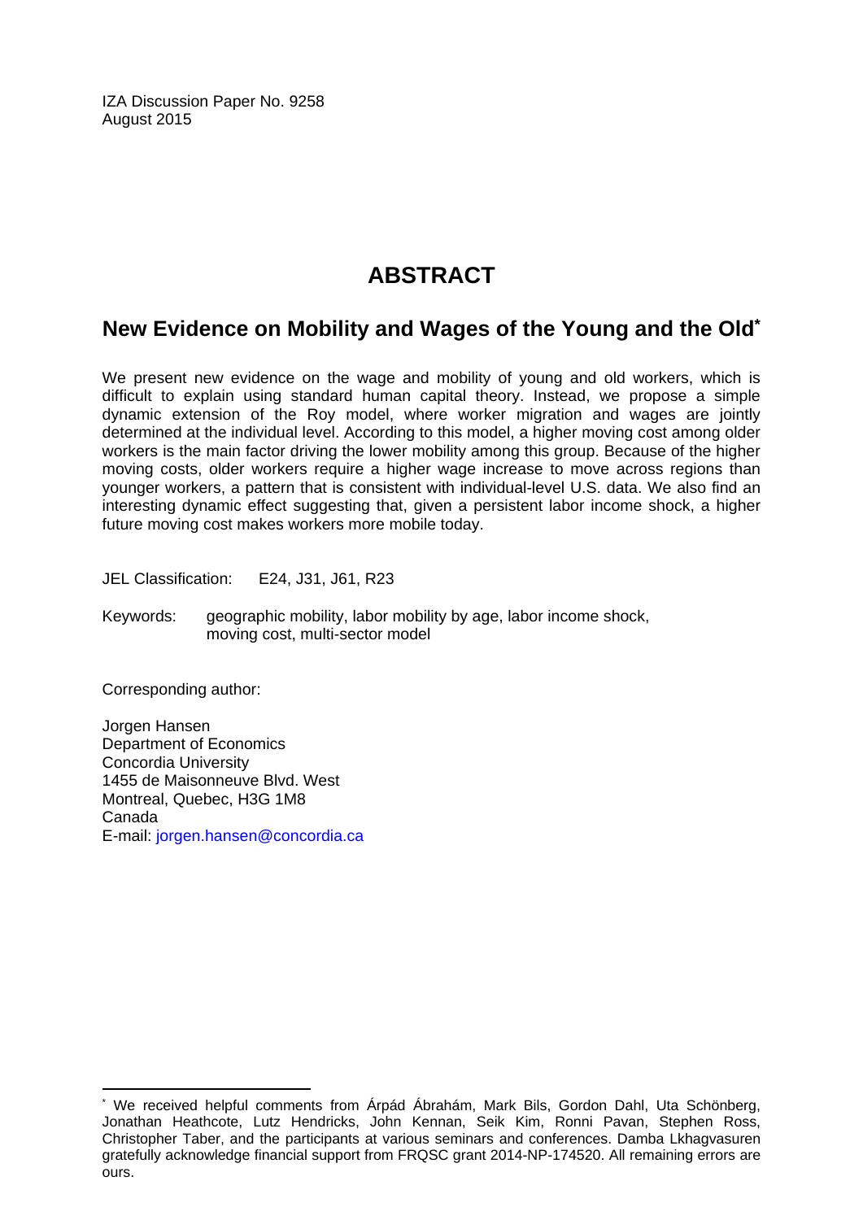IZA Discussion Paper No. 9258
August 2015

# ABSTRACT

## New Evidence on Mobility and Wages of the Young and the Old[*]

We present new evidence on the wage and mobility of young and old workers, which is difficult to explain using standard human capital theory. Instead, we propose a simple dynamic extension of the Roy model, where worker migration and wages are jointly determined at the individual level. According to this model, a higher moving cost among older workers is the main factor driving the lower mobility among this group. Because of the higher moving costs, older workers require a higher wage increase to move across regions than younger workers, a pattern that is consistent with individual-level U.S. data. We also find an interesting dynamic effect suggesting that, given a persistent labor income shock, a higher future moving cost makes workers more mobile today.

JEL Classification: E24, J31, J61, R23

Keywords: geographic mobility, labor mobility by age, labor income shock, moving cost, multi-sector model

Corresponding author:

Jorgen Hansen
Department of Economics
Concordia University
1455 de Maisonneuve Blvd. West
Montreal, Quebec, H3G 1M8
Canada
E-mail: jorgen.hansen@concordia.ca

[*] We received helpful comments from Árpád Ábrahám, Mark Bils, Gordon Dahl, Uta Schönberg, Jonathan Heathcote, Lutz Hendricks, John Kennan, Seik Kim, Ronni Pavan, Stephen Ross, Christopher Taber, and the participants at various seminars and conferences. Damba Lkhagvasuren gratefully acknowledge financial support from FRQSC grant 2014-NP-174520. All remaining errors are ours.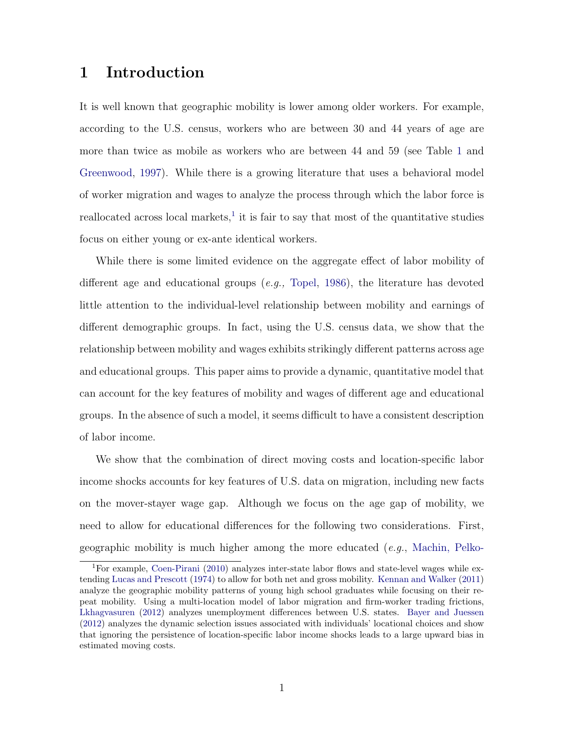# 1 Introduction

It is well known that geographic mobility is lower among older workers. For example, according to the U.S. census, workers who are between 30 and 44 years of age are more than twice as mobile as workers who are between 44 and 59 (see Table 1 and Greenwood, 1997). While there is a growing literature that uses a behavioral model of worker migration and wages to analyze the process through which the labor force is reallocated across local markets,[1] it is fair to say that most of the quantitative studies focus on either young or ex-ante identical workers.

While there is some limited evidence on the aggregate effect of labor mobility of different age and educational groups (*e.g.,* Topel, 1986), the literature has devoted little attention to the individual-level relationship between mobility and earnings of different demographic groups. In fact, using the U.S. census data, we show that the relationship between mobility and wages exhibits strikingly different patterns across age and educational groups. This paper aims to provide a dynamic, quantitative model that can account for the key features of mobility and wages of different age and educational groups. In the absence of such a model, it seems difficult to have a consistent description of labor income.

We show that the combination of direct moving costs and location-specific labor income shocks accounts for key features of U.S. data on migration, including new facts on the mover-stayer wage gap. Although we focus on the age gap of mobility, we need to allow for educational differences for the following two considerations. First, geographic mobility is much higher among the more educated (*e.g.*, Machin, Pelko-

[1] For example, Coen-Pirani (2010) analyzes inter-state labor flows and state-level wages while extending Lucas and Prescott (1974) to allow for both net and gross mobility. Kennan and Walker (2011) analyze the geographic mobility patterns of young high school graduates while focusing on their repeat mobility. Using a multi-location model of labor migration and firm-worker trading frictions, Lkhagvasuren (2012) analyzes unemployment differences between U.S. states. Bayer and Juessen (2012) analyzes the dynamic selection issues associated with individuals' locational choices and show that ignoring the persistence of location-specific labor income shocks leads to a large upward bias in estimated moving costs.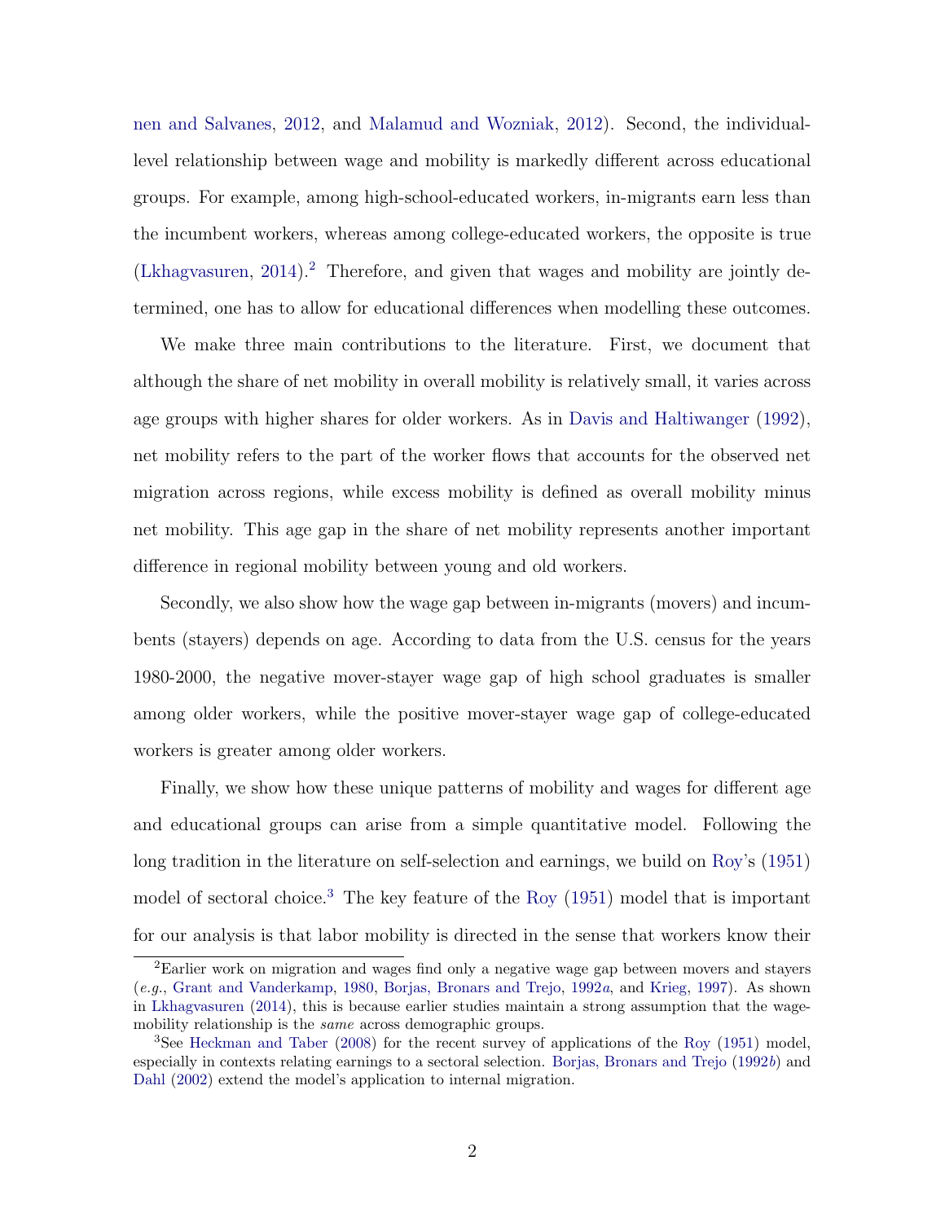nen and Salvanes, 2012, and Malamud and Wozniak, 2012). Second, the individual-level relationship between wage and mobility is markedly different across educational groups. For example, among high-school-educated workers, in-migrants earn less than the incumbent workers, whereas among college-educated workers, the opposite is true (Lkhagvasuren, 2014).[2] Therefore, and given that wages and mobility are jointly determined, one has to allow for educational differences when modelling these outcomes.

We make three main contributions to the literature. First, we document that although the share of net mobility in overall mobility is relatively small, it varies across age groups with higher shares for older workers. As in Davis and Haltiwanger (1992), net mobility refers to the part of the worker flows that accounts for the observed net migration across regions, while excess mobility is defined as overall mobility minus net mobility. This age gap in the share of net mobility represents another important difference in regional mobility between young and old workers.

Secondly, we also show how the wage gap between in-migrants (movers) and incumbents (stayers) depends on age. According to data from the U.S. census for the years 1980-2000, the negative mover-stayer wage gap of high school graduates is smaller among older workers, while the positive mover-stayer wage gap of college-educated workers is greater among older workers.

Finally, we show how these unique patterns of mobility and wages for different age and educational groups can arise from a simple quantitative model. Following the long tradition in the literature on self-selection and earnings, we build on Roy's (1951) model of sectoral choice.[3] The key feature of the Roy (1951) model that is important for our analysis is that labor mobility is directed in the sense that workers know their

[2] Earlier work on migration and wages find only a negative wage gap between movers and stayers (*e.g.*, Grant and Vanderkamp, 1980, Borjas, Bronars and Trejo, 1992*a*, and Krieg, 1997). As shown in Lkhagvasuren (2014), this is because earlier studies maintain a strong assumption that the wage-mobility relationship is the *same* across demographic groups.

[3] See Heckman and Taber (2008) for the recent survey of applications of the Roy (1951) model, especially in contexts relating earnings to a sectoral selection. Borjas, Bronars and Trejo (1992*b*) and Dahl (2002) extend the model's application to internal migration.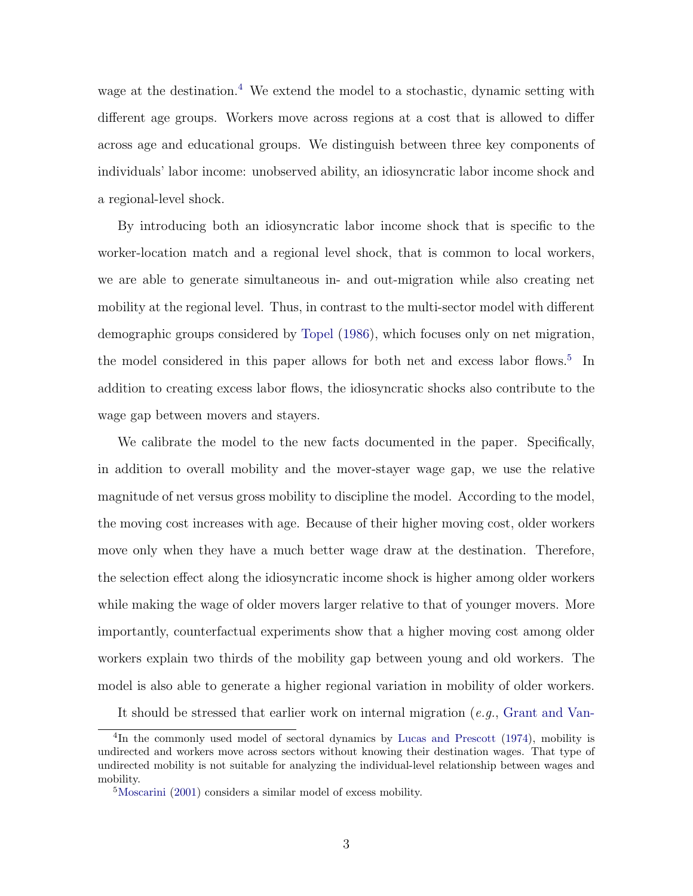wage at the destination.[4] We extend the model to a stochastic, dynamic setting with different age groups. Workers move across regions at a cost that is allowed to differ across age and educational groups. We distinguish between three key components of individuals' labor income: unobserved ability, an idiosyncratic labor income shock and a regional-level shock.

By introducing both an idiosyncratic labor income shock that is specific to the worker-location match and a regional level shock, that is common to local workers, we are able to generate simultaneous in- and out-migration while also creating net mobility at the regional level. Thus, in contrast to the multi-sector model with different demographic groups considered by Topel (1986), which focuses only on net migration, the model considered in this paper allows for both net and excess labor flows.[5] In addition to creating excess labor flows, the idiosyncratic shocks also contribute to the wage gap between movers and stayers.

We calibrate the model to the new facts documented in the paper. Specifically, in addition to overall mobility and the mover-stayer wage gap, we use the relative magnitude of net versus gross mobility to discipline the model. According to the model, the moving cost increases with age. Because of their higher moving cost, older workers move only when they have a much better wage draw at the destination. Therefore, the selection effect along the idiosyncratic income shock is higher among older workers while making the wage of older movers larger relative to that of younger movers. More importantly, counterfactual experiments show that a higher moving cost among older workers explain two thirds of the mobility gap between young and old workers. The model is also able to generate a higher regional variation in mobility of older workers.

It should be stressed that earlier work on internal migration (*e.g.*, Grant and Van-

[4] In the commonly used model of sectoral dynamics by Lucas and Prescott (1974), mobility is undirected and workers move across sectors without knowing their destination wages. That type of undirected mobility is not suitable for analyzing the individual-level relationship between wages and mobility.

[5] Moscarini (2001) considers a similar model of excess mobility.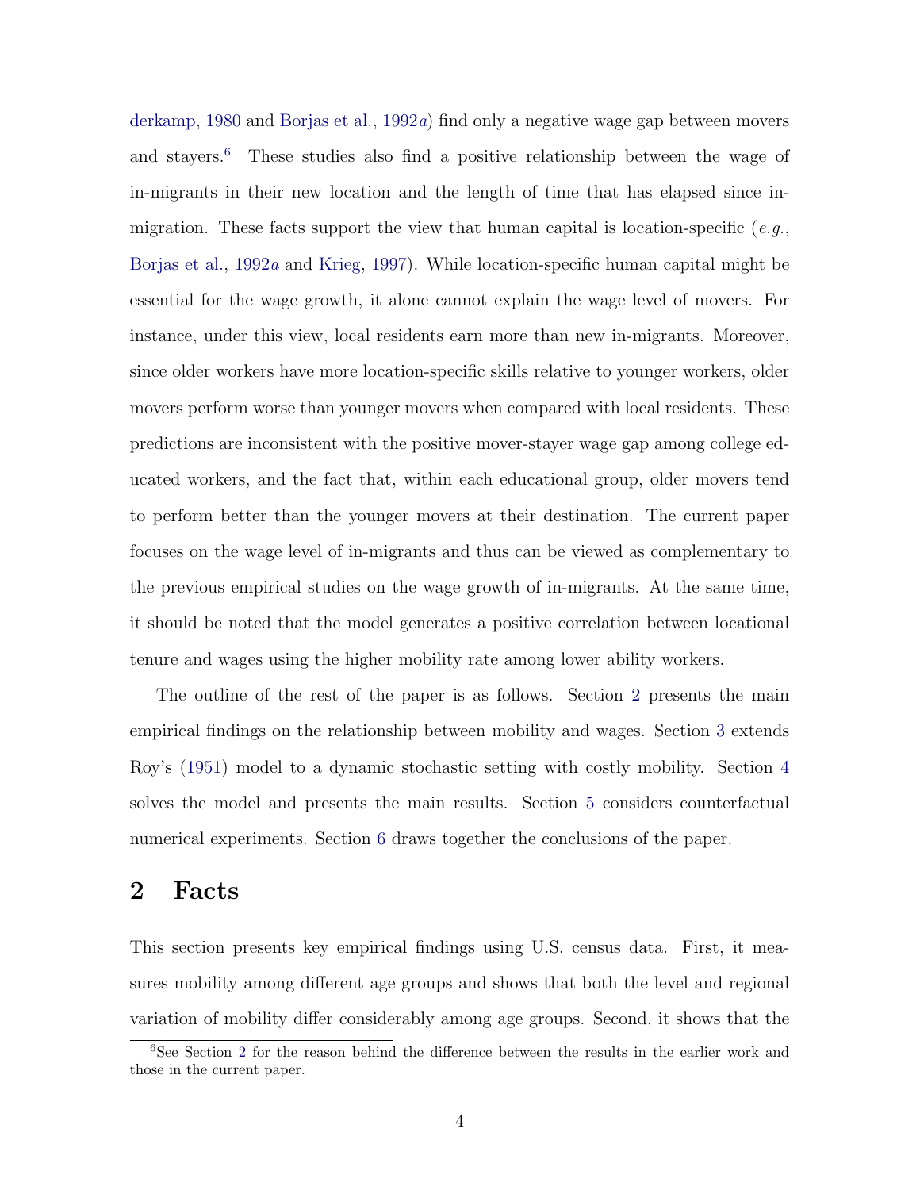derkamp, 1980 and Borjas et al., 1992*a*) find only a negative wage gap between movers and stayers.[6] These studies also find a positive relationship between the wage of in-migrants in their new location and the length of time that has elapsed since in-migration. These facts support the view that human capital is location-specific (*e.g.*, Borjas et al., 1992*a* and Krieg, 1997). While location-specific human capital might be essential for the wage growth, it alone cannot explain the wage level of movers. For instance, under this view, local residents earn more than new in-migrants. Moreover, since older workers have more location-specific skills relative to younger workers, older movers perform worse than younger movers when compared with local residents. These predictions are inconsistent with the positive mover-stayer wage gap among college educated workers, and the fact that, within each educational group, older movers tend to perform better than the younger movers at their destination. The current paper focuses on the wage level of in-migrants and thus can be viewed as complementary to the previous empirical studies on the wage growth of in-migrants. At the same time, it should be noted that the model generates a positive correlation between locational tenure and wages using the higher mobility rate among lower ability workers.

The outline of the rest of the paper is as follows. Section 2 presents the main empirical findings on the relationship between mobility and wages. Section 3 extends Roy's (1951) model to a dynamic stochastic setting with costly mobility. Section 4 solves the model and presents the main results. Section 5 considers counterfactual numerical experiments. Section 6 draws together the conclusions of the paper.

## 2 Facts

This section presents key empirical findings using U.S. census data. First, it measures mobility among different age groups and shows that both the level and regional variation of mobility differ considerably among age groups. Second, it shows that the

[6] See Section 2 for the reason behind the difference between the results in the earlier work and those in the current paper.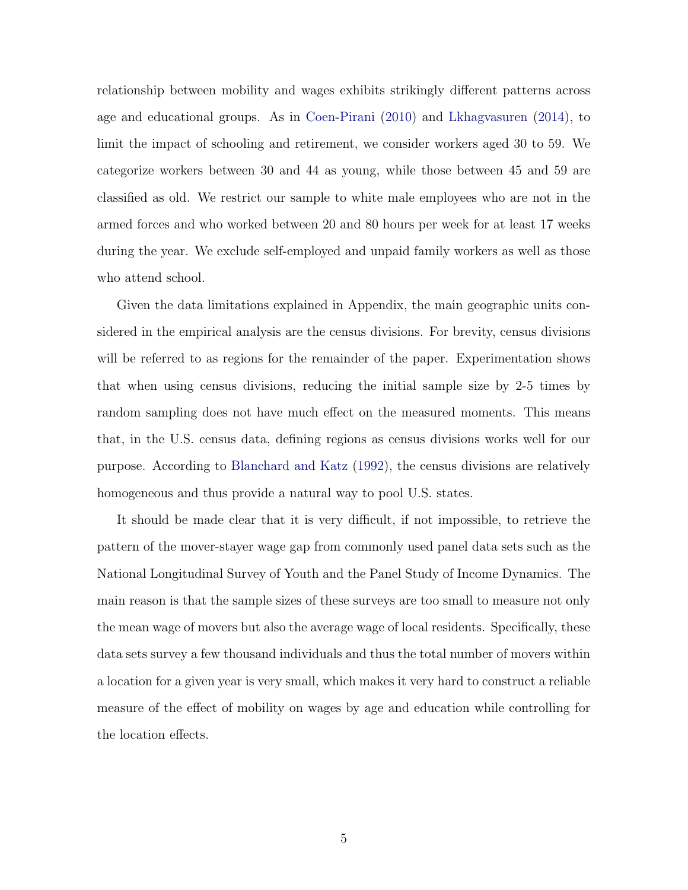relationship between mobility and wages exhibits strikingly different patterns across age and educational groups. As in Coen-Pirani (2010) and Lkhagvasuren (2014), to limit the impact of schooling and retirement, we consider workers aged 30 to 59. We categorize workers between 30 and 44 as young, while those between 45 and 59 are classified as old. We restrict our sample to white male employees who are not in the armed forces and who worked between 20 and 80 hours per week for at least 17 weeks during the year. We exclude self-employed and unpaid family workers as well as those who attend school.

Given the data limitations explained in Appendix, the main geographic units considered in the empirical analysis are the census divisions. For brevity, census divisions will be referred to as regions for the remainder of the paper. Experimentation shows that when using census divisions, reducing the initial sample size by 2-5 times by random sampling does not have much effect on the measured moments. This means that, in the U.S. census data, defining regions as census divisions works well for our purpose. According to Blanchard and Katz (1992), the census divisions are relatively homogeneous and thus provide a natural way to pool U.S. states.

It should be made clear that it is very difficult, if not impossible, to retrieve the pattern of the mover-stayer wage gap from commonly used panel data sets such as the National Longitudinal Survey of Youth and the Panel Study of Income Dynamics. The main reason is that the sample sizes of these surveys are too small to measure not only the mean wage of movers but also the average wage of local residents. Specifically, these data sets survey a few thousand individuals and thus the total number of movers within a location for a given year is very small, which makes it very hard to construct a reliable measure of the effect of mobility on wages by age and education while controlling for the location effects.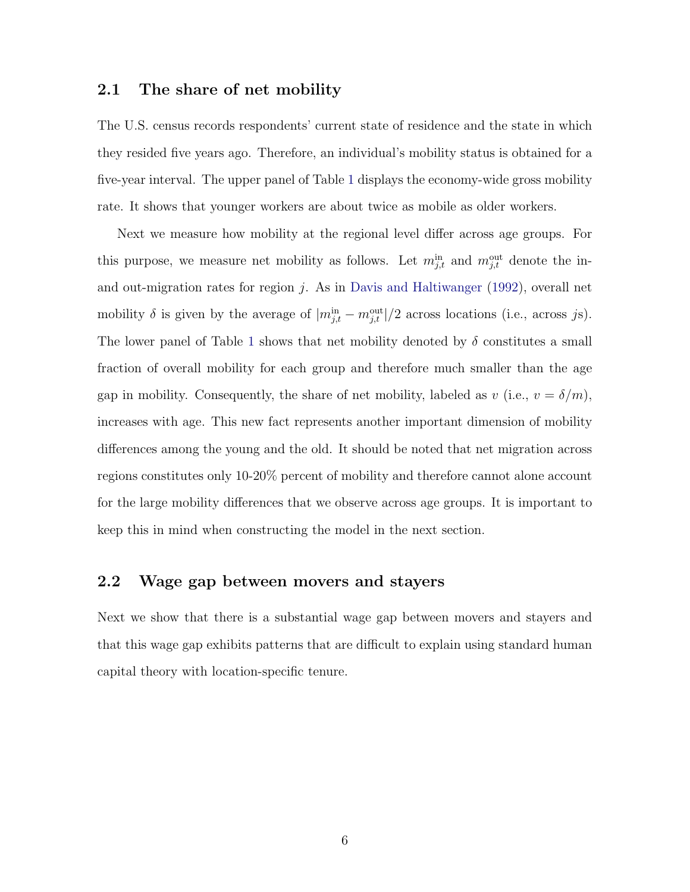## 2.1 The share of net mobility

The U.S. census records respondents' current state of residence and the state in which they resided five years ago. Therefore, an individual's mobility status is obtained for a five-year interval. The upper panel of Table 1 displays the economy-wide gross mobility rate. It shows that younger workers are about twice as mobile as older workers.

Next we measure how mobility at the regional level differ across age groups. For this purpose, we measure net mobility as follows. Let $m_{j,t}^{\text{in}}$ and $m_{j,t}^{\text{out}}$ denote the in- and out-migration rates for region $j$. As in Davis and Haltiwanger (1992), overall net mobility $\delta$ is given by the average of $|m_{j,t}^{\text{in}} - m_{j,t}^{\text{out}}|/2$ across locations (i.e., across $j$s). The lower panel of Table 1 shows that net mobility denoted by $\delta$ constitutes a small fraction of overall mobility for each group and therefore much smaller than the age gap in mobility. Consequently, the share of net mobility, labeled as $v$ (i.e., $v = \delta/m$), increases with age. This new fact represents another important dimension of mobility differences among the young and the old. It should be noted that net migration across regions constitutes only 10-20% percent of mobility and therefore cannot alone account for the large mobility differences that we observe across age groups. It is important to keep this in mind when constructing the model in the next section.

## 2.2 Wage gap between movers and stayers

Next we show that there is a substantial wage gap between movers and stayers and that this wage gap exhibits patterns that are difficult to explain using standard human capital theory with location-specific tenure.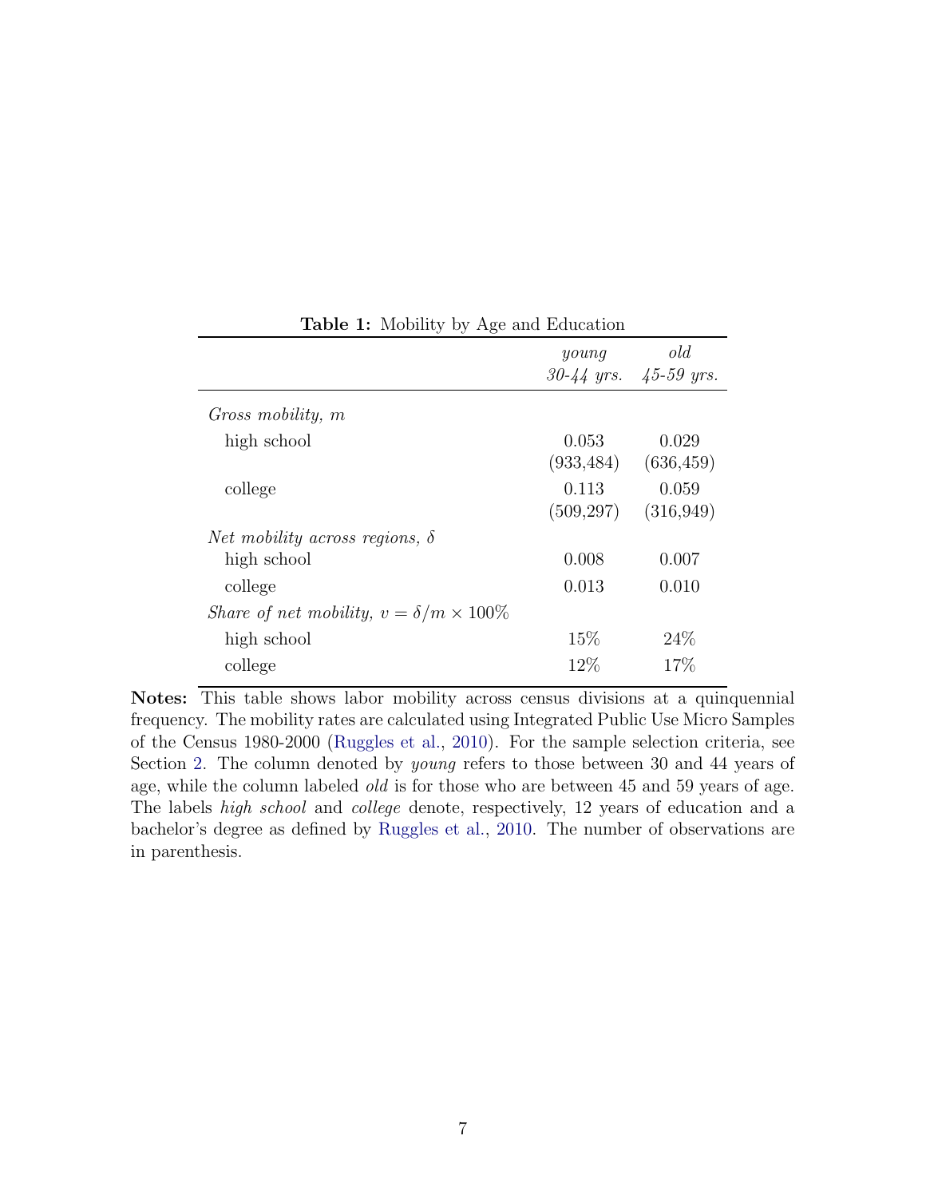**Table 1:** Mobility by Age and Education

| | *young* *30-44 yrs.* | *old* *45-59 yrs.* |
|---|---|---|
| *Gross mobility, $m$* | | |
| high school | 0.053 | 0.029 |
| | (933,484) | (636,459) |
| college | 0.113 | 0.059 |
| | (509,297) | (316,949) |
| *Net mobility across regions, $\delta$* | | |
| high school | 0.008 | 0.007 |
| college | 0.013 | 0.010 |
| *Share of net mobility, $v = \delta/m \times 100\%$* | | |
| high school | 15% | 24% |
| college | 12% | 17% |

**Notes:** This table shows labor mobility across census divisions at a quinquennial frequency. The mobility rates are calculated using Integrated Public Use Micro Samples of the Census 1980-2000 (Ruggles et al., 2010). For the sample selection criteria, see Section 2. The column denoted by *young* refers to those between 30 and 44 years of age, while the column labeled *old* is for those who are between 45 and 59 years of age. The labels *high school* and *college* denote, respectively, 12 years of education and a bachelor's degree as defined by Ruggles et al., 2010. The number of observations are in parenthesis.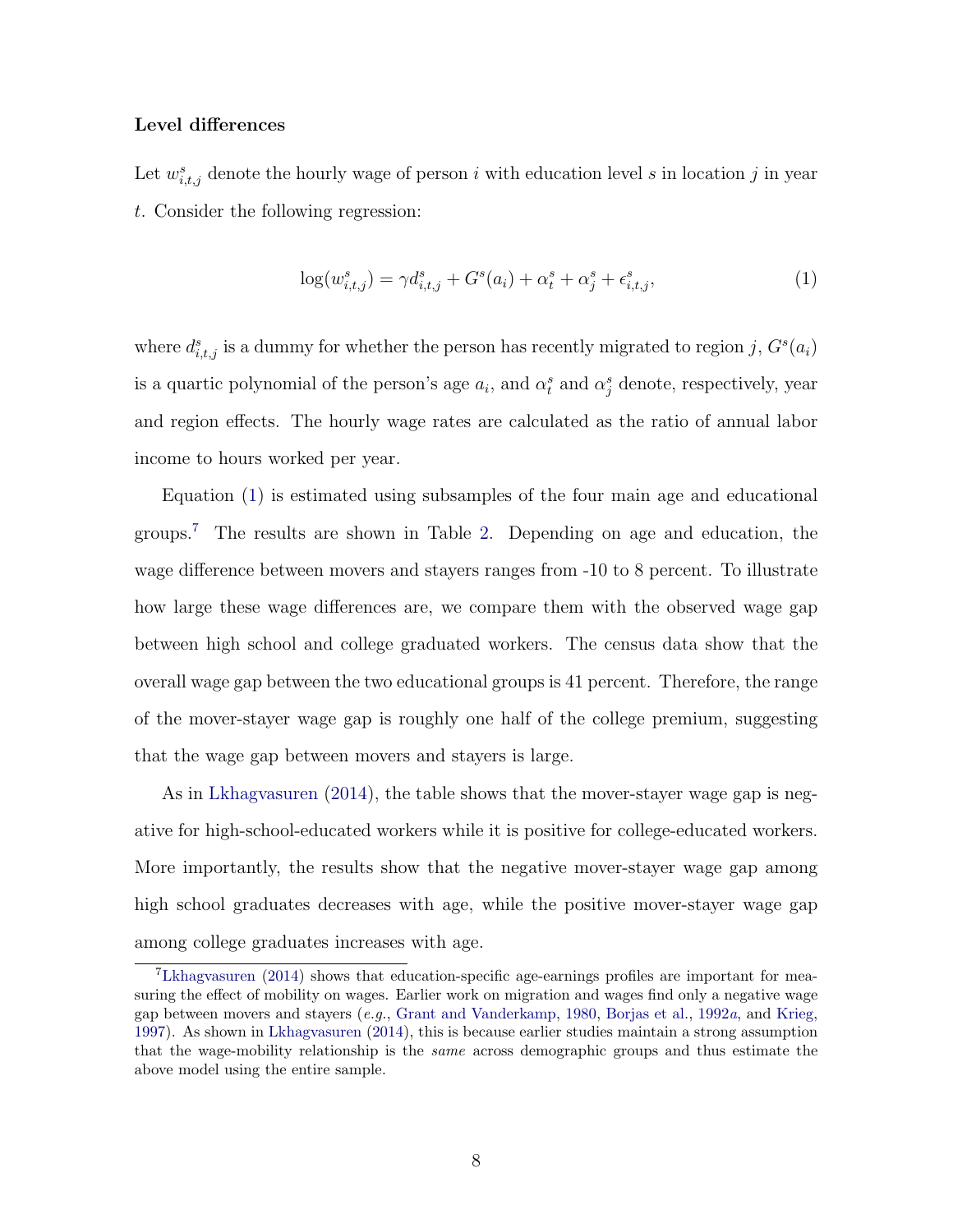### Level differences

Let $w^s_{i,t,j}$ denote the hourly wage of person $i$ with education level $s$ in location $j$ in year $t$. Consider the following regression:

$$\log(w^s_{i,t,j}) = \gamma d^s_{i,t,j} + G^s(a_i) + \alpha^s_t + \alpha^s_j + \epsilon^s_{i,t,j}, \tag{1}$$

where $d^s_{i,t,j}$ is a dummy for whether the person has recently migrated to region $j$, $G^s(a_i)$ is a quartic polynomial of the person's age $a_i$, and $\alpha^s_t$ and $\alpha^s_j$ denote, respectively, year and region effects. The hourly wage rates are calculated as the ratio of annual labor income to hours worked per year.

Equation (1) is estimated using subsamples of the four main age and educational groups.[7] The results are shown in Table 2. Depending on age and education, the wage difference between movers and stayers ranges from -10 to 8 percent. To illustrate how large these wage differences are, we compare them with the observed wage gap between high school and college graduated workers. The census data show that the overall wage gap between the two educational groups is 41 percent. Therefore, the range of the mover-stayer wage gap is roughly one half of the college premium, suggesting that the wage gap between movers and stayers is large.

As in Lkhagvasuren (2014), the table shows that the mover-stayer wage gap is negative for high-school-educated workers while it is positive for college-educated workers. More importantly, the results show that the negative mover-stayer wage gap among high school graduates decreases with age, while the positive mover-stayer wage gap among college graduates increases with age.

[7] Lkhagvasuren (2014) shows that education-specific age-earnings profiles are important for measuring the effect of mobility on wages. Earlier work on migration and wages find only a negative wage gap between movers and stayers (*e.g.*, Grant and Vanderkamp, 1980, Borjas et al., 1992*a*, and Krieg, 1997). As shown in Lkhagvasuren (2014), this is because earlier studies maintain a strong assumption that the wage-mobility relationship is the *same* across demographic groups and thus estimate the above model using the entire sample.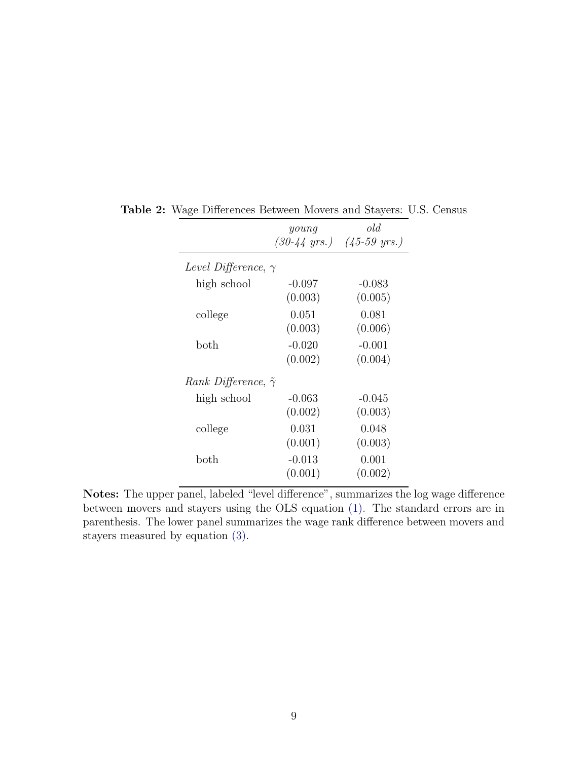**Table 2:** Wage Differences Between Movers and Stayers: U.S. Census

| | *young* *(30-44 yrs.)* | *old* *(45-59 yrs.)* |
|---|---|---|
| *Level Difference*, $\gamma$ | | |
| high school | -0.097 | -0.083 |
| | (0.003) | (0.005) |
| college | 0.051 | 0.081 |
| | (0.003) | (0.006) |
| both | -0.020 | -0.001 |
| | (0.002) | (0.004) |
| *Rank Difference*, $\tilde{\gamma}$ | | |
| high school | -0.063 | -0.045 |
| | (0.002) | (0.003) |
| college | 0.031 | 0.048 |
| | (0.001) | (0.003) |
| both | -0.013 | 0.001 |
| | (0.001) | (0.002) |

**Notes:** The upper panel, labeled "level difference", summarizes the log wage difference between movers and stayers using the OLS equation (1). The standard errors are in parenthesis. The lower panel summarizes the wage rank difference between movers and stayers measured by equation (3).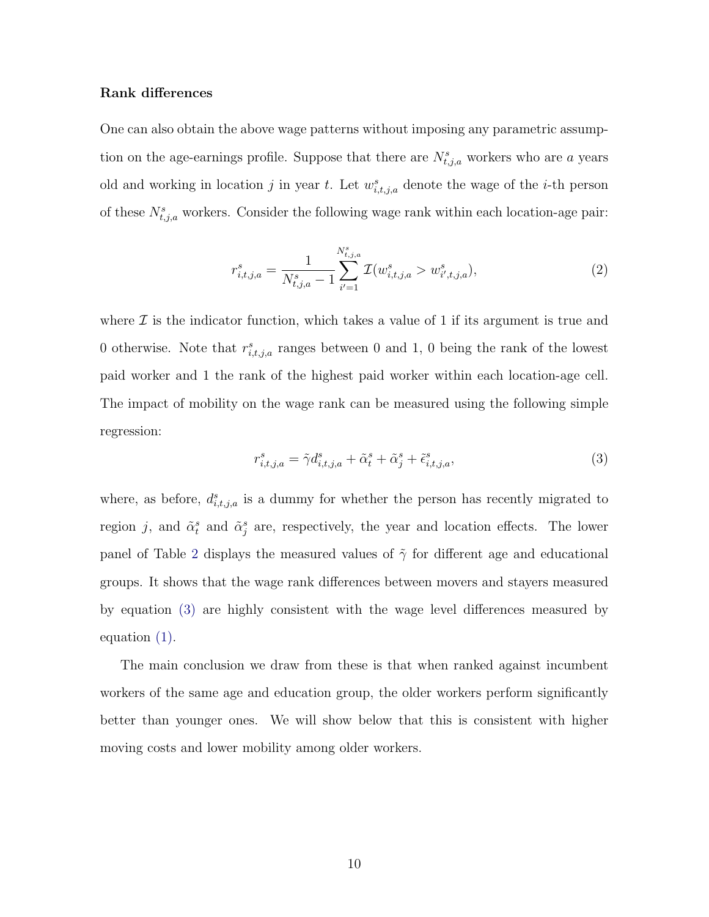### Rank differences

One can also obtain the above wage patterns without imposing any parametric assumption on the age-earnings profile. Suppose that there are $N^s_{t,j,a}$ workers who are $a$ years old and working in location $j$ in year $t$. Let $w^s_{i,t,j,a}$ denote the wage of the $i$-th person of these $N^s_{t,j,a}$ workers. Consider the following wage rank within each location-age pair:

$$r^s_{i,t,j,a} = \frac{1}{N^s_{t,j,a} - 1} \sum_{i'=1}^{N^s_{t,j,a}} \mathcal{I}(w^s_{i,t,j,a} > w^s_{i',t,j,a}), \tag{2}$$

where $\mathcal{I}$ is the indicator function, which takes a value of 1 if its argument is true and 0 otherwise. Note that $r^s_{i,t,j,a}$ ranges between 0 and 1, 0 being the rank of the lowest paid worker and 1 the rank of the highest paid worker within each location-age cell. The impact of mobility on the wage rank can be measured using the following simple regression:

$$r^s_{i,t,j,a} = \tilde{\gamma} d^s_{i,t,j,a} + \tilde{\alpha}^s_t + \tilde{\alpha}^s_j + \tilde{\epsilon}^s_{i,t,j,a}, \tag{3}$$

where, as before, $d^s_{i,t,j,a}$ is a dummy for whether the person has recently migrated to region $j$, and $\tilde{\alpha}^s_t$ and $\tilde{\alpha}^s_j$ are, respectively, the year and location effects. The lower panel of Table 2 displays the measured values of $\tilde{\gamma}$ for different age and educational groups. It shows that the wage rank differences between movers and stayers measured by equation (3) are highly consistent with the wage level differences measured by equation (1).

The main conclusion we draw from these is that when ranked against incumbent workers of the same age and education group, the older workers perform significantly better than younger ones. We will show below that this is consistent with higher moving costs and lower mobility among older workers.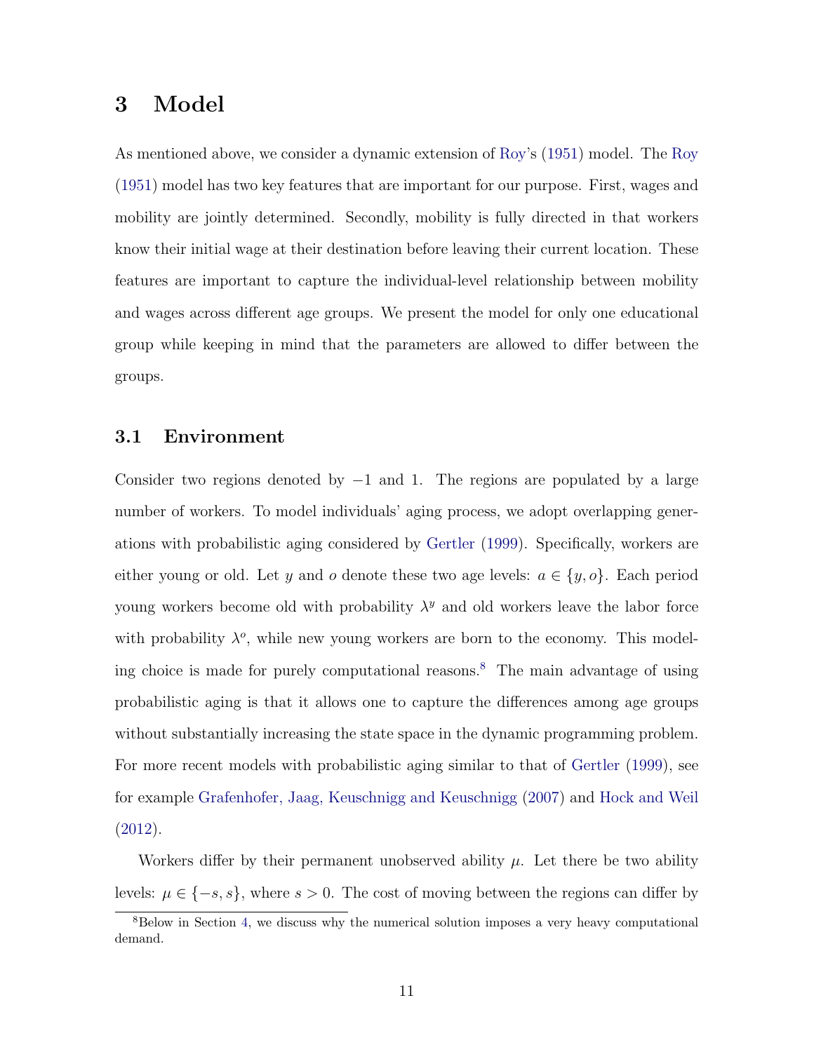# 3 Model

As mentioned above, we consider a dynamic extension of Roy's (1951) model. The Roy (1951) model has two key features that are important for our purpose. First, wages and mobility are jointly determined. Secondly, mobility is fully directed in that workers know their initial wage at their destination before leaving their current location. These features are important to capture the individual-level relationship between mobility and wages across different age groups. We present the model for only one educational group while keeping in mind that the parameters are allowed to differ between the groups.

## 3.1 Environment

Consider two regions denoted by $-1$ and $1$. The regions are populated by a large number of workers. To model individuals' aging process, we adopt overlapping generations with probabilistic aging considered by Gertler (1999). Specifically, workers are either young or old. Let $y$ and $o$ denote these two age levels: $a \in \{y, o\}$. Each period young workers become old with probability $\lambda^y$ and old workers leave the labor force with probability $\lambda^o$, while new young workers are born to the economy. This modeling choice is made for purely computational reasons.[8] The main advantage of using probabilistic aging is that it allows one to capture the differences among age groups without substantially increasing the state space in the dynamic programming problem. For more recent models with probabilistic aging similar to that of Gertler (1999), see for example Grafenhofer, Jaag, Keuschnigg and Keuschnigg (2007) and Hock and Weil (2012).

Workers differ by their permanent unobserved ability $\mu$. Let there be two ability levels: $\mu \in \{-s, s\}$, where $s > 0$. The cost of moving between the regions can differ by

[8] Below in Section 4, we discuss why the numerical solution imposes a very heavy computational demand.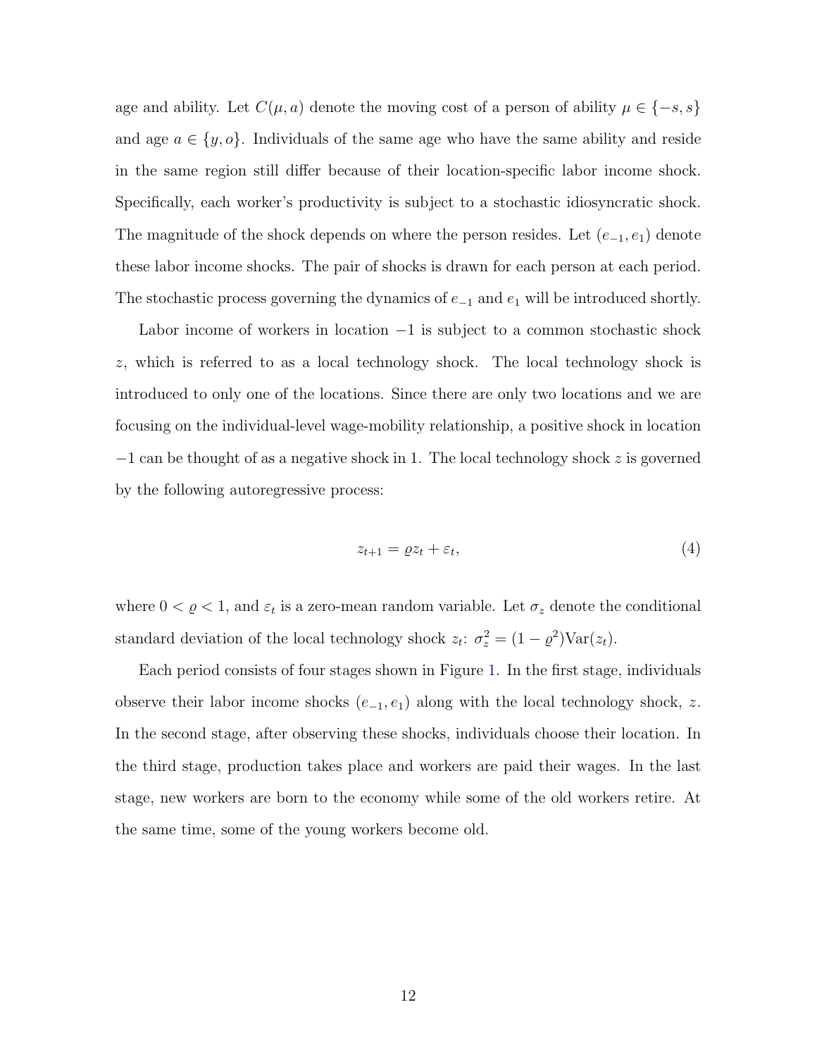age and ability. Let $C(\mu, a)$ denote the moving cost of a person of ability $\mu \in \{-s, s\}$ and age $a \in \{y, o\}$. Individuals of the same age who have the same ability and reside in the same region still differ because of their location-specific labor income shock. Specifically, each worker's productivity is subject to a stochastic idiosyncratic shock. The magnitude of the shock depends on where the person resides. Let $(e_{-1}, e_1)$ denote these labor income shocks. The pair of shocks is drawn for each person at each period. The stochastic process governing the dynamics of $e_{-1}$ and $e_1$ will be introduced shortly.

Labor income of workers in location $-1$ is subject to a common stochastic shock $z$, which is referred to as a local technology shock. The local technology shock is introduced to only one of the locations. Since there are only two locations and we are focusing on the individual-level wage-mobility relationship, a positive shock in location $-1$ can be thought of as a negative shock in 1. The local technology shock $z$ is governed by the following autoregressive process:

$$z_{t+1} = \varrho z_t + \varepsilon_t, \tag{4}$$

where $0 < \varrho < 1$, and $\varepsilon_t$ is a zero-mean random variable. Let $\sigma_z$ denote the conditional standard deviation of the local technology shock $z_t$: $\sigma_z^2 = (1 - \varrho^2)\text{Var}(z_t)$.

Each period consists of four stages shown in Figure 1. In the first stage, individuals observe their labor income shocks $(e_{-1}, e_1)$ along with the local technology shock, $z$. In the second stage, after observing these shocks, individuals choose their location. In the third stage, production takes place and workers are paid their wages. In the last stage, new workers are born to the economy while some of the old workers retire. At the same time, some of the young workers become old.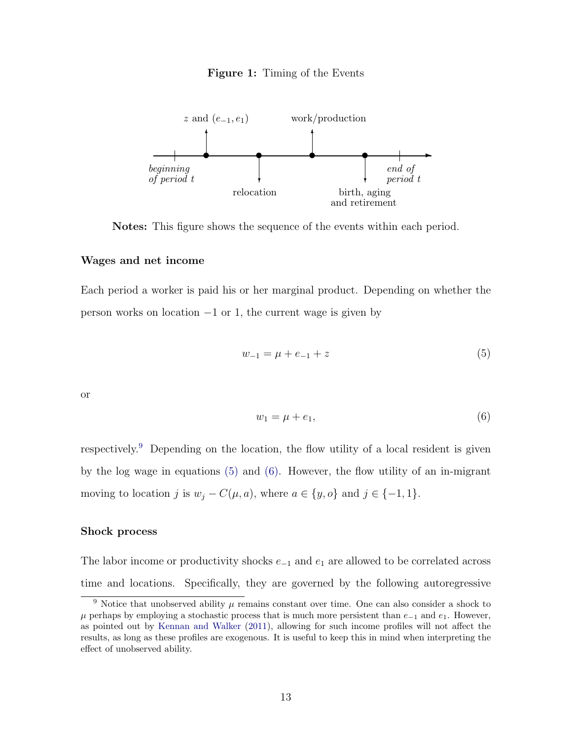**Figure 1:** Timing of the Events

**Notes:** This figure shows the sequence of the events within each period.

### Wages and net income

Each period a worker is paid his or her marginal product. Depending on whether the person works on location $-1$ or 1, the current wage is given by

$$w_{-1} = \mu + e_{-1} + z \tag{5}$$

or

$$w_1 = \mu + e_1, \tag{6}$$

respectively.[9] Depending on the location, the flow utility of a local resident is given by the log wage in equations (5) and (6). However, the flow utility of an in-migrant moving to location $j$ is $w_j - C(\mu, a)$, where $a \in \{y, o\}$ and $j \in \{-1, 1\}$.

### Shock process

The labor income or productivity shocks $e_{-1}$ and $e_1$ are allowed to be correlated across time and locations. Specifically, they are governed by the following autoregressive

[9] Notice that unobserved ability $\mu$ remains constant over time. One can also consider a shock to $\mu$ perhaps by employing a stochastic process that is much more persistent than $e_{-1}$ and $e_1$. However, as pointed out by Kennan and Walker (2011), allowing for such income profiles will not affect the results, as long as these profiles are exogenous. It is useful to keep this in mind when interpreting the effect of unobserved ability.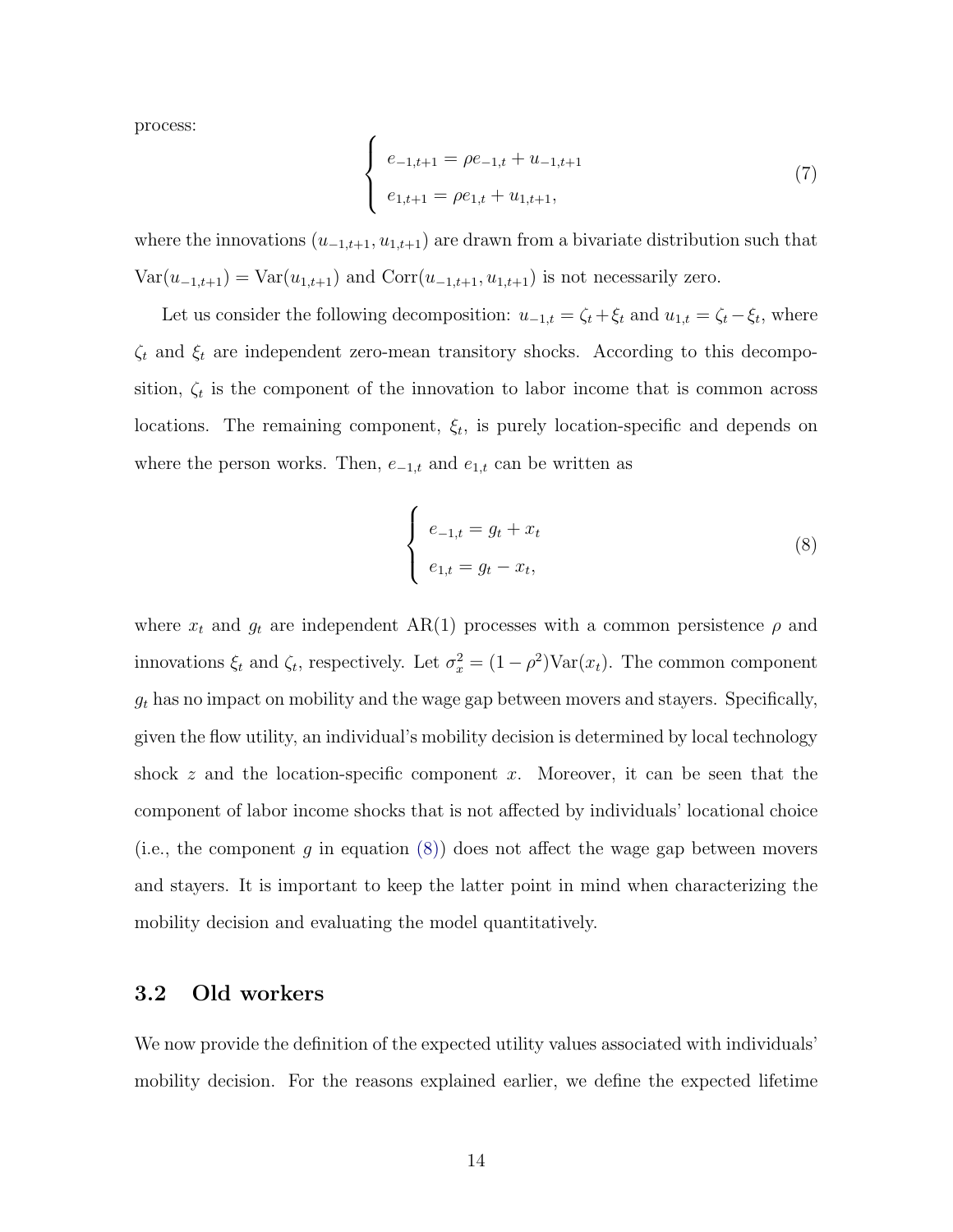process:

$$
\begin{cases} e_{-1,t+1} = \rho e_{-1,t} + u_{-1,t+1} \\ e_{1,t+1} = \rho e_{1,t} + u_{1,t+1}, \end{cases} \tag{7}
$$

where the innovations $(u_{-1,t+1}, u_{1,t+1})$ are drawn from a bivariate distribution such that $\text{Var}(u_{-1,t+1}) = \text{Var}(u_{1,t+1})$ and $\text{Corr}(u_{-1,t+1}, u_{1,t+1})$ is not necessarily zero.

Let us consider the following decomposition: $u_{-1,t} = \zeta_t + \xi_t$ and $u_{1,t} = \zeta_t - \xi_t$, where $\zeta_t$ and $\xi_t$ are independent zero-mean transitory shocks. According to this decomposition, $\zeta_t$ is the component of the innovation to labor income that is common across locations. The remaining component, $\xi_t$, is purely location-specific and depends on where the person works. Then, $e_{-1,t}$ and $e_{1,t}$ can be written as

$$
\begin{cases} e_{-1,t} = g_t + x_t \\ e_{1,t} = g_t - x_t, \end{cases} \tag{8}
$$

where $x_t$ and $g_t$ are independent AR(1) processes with a common persistence $\rho$ and innovations $\xi_t$ and $\zeta_t$, respectively. Let $\sigma_x^2 = (1 - \rho^2)\text{Var}(x_t)$. The common component $g_t$ has no impact on mobility and the wage gap between movers and stayers. Specifically, given the flow utility, an individual's mobility decision is determined by local technology shock $z$ and the location-specific component $x$. Moreover, it can be seen that the component of labor income shocks that is not affected by individuals' locational choice (i.e., the component $g$ in equation (8)) does not affect the wage gap between movers and stayers. It is important to keep the latter point in mind when characterizing the mobility decision and evaluating the model quantitatively.

## 3.2 Old workers

We now provide the definition of the expected utility values associated with individuals' mobility decision. For the reasons explained earlier, we define the expected lifetime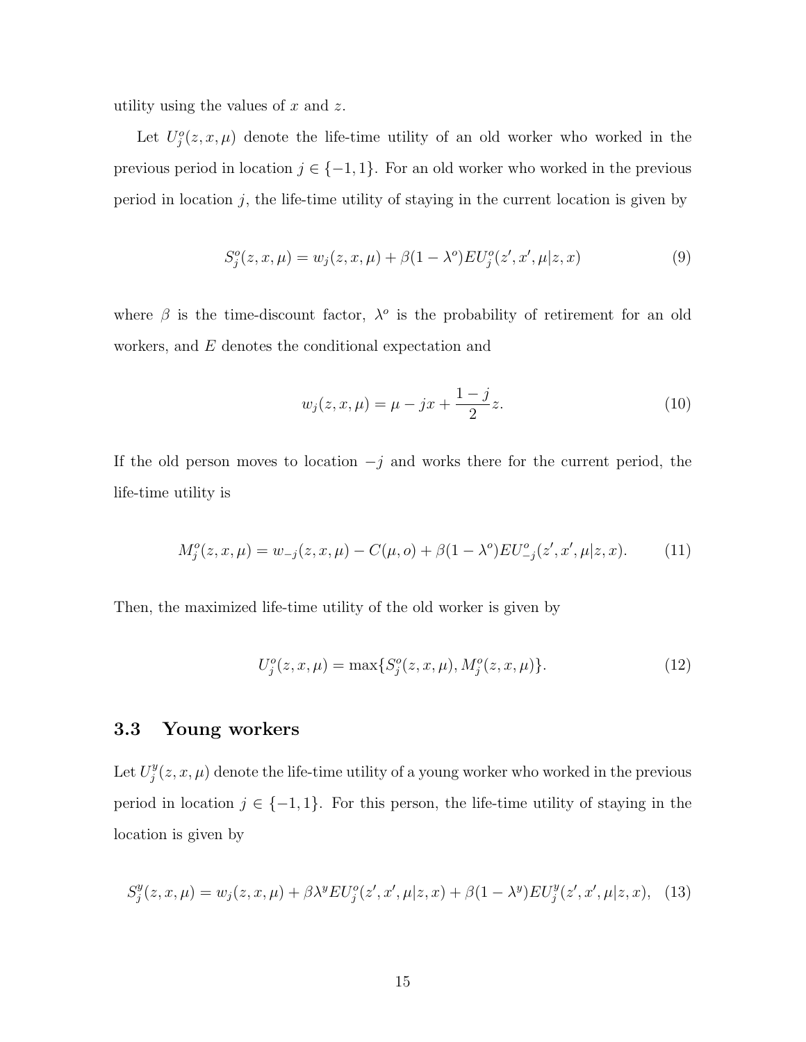utility using the values of $x$ and $z$.

Let $U_j^o(z, x, \mu)$ denote the life-time utility of an old worker who worked in the previous period in location $j \in \{-1, 1\}$. For an old worker who worked in the previous period in location $j$, the life-time utility of staying in the current location is given by

$$S_j^o(z, x, \mu) = w_j(z, x, \mu) + \beta(1 - \lambda^o) EU_j^o(z', x', \mu | z, x) \tag{9}$$

where $\beta$ is the time-discount factor, $\lambda^o$ is the probability of retirement for an old workers, and $E$ denotes the conditional expectation and

$$w_j(z, x, \mu) = \mu - jx + \frac{1-j}{2} z. \tag{10}$$

If the old person moves to location $-j$ and works there for the current period, the life-time utility is

$$M_j^o(z, x, \mu) = w_{-j}(z, x, \mu) - C(\mu, o) + \beta(1 - \lambda^o) EU_{-j}^o(z', x', \mu | z, x). \tag{11}$$

Then, the maximized life-time utility of the old worker is given by

$$U_j^o(z, x, \mu) = \max\{S_j^o(z, x, \mu), M_j^o(z, x, \mu)\}. \tag{12}$$

## 3.3 Young workers

Let $U_j^y(z, x, \mu)$ denote the life-time utility of a young worker who worked in the previous period in location $j \in \{-1, 1\}$. For this person, the life-time utility of staying in the location is given by

$$S_j^y(z, x, \mu) = w_j(z, x, \mu) + \beta \lambda^y EU_j^o(z', x', \mu | z, x) + \beta(1 - \lambda^y) EU_j^y(z', x', \mu | z, x), \tag{13}$$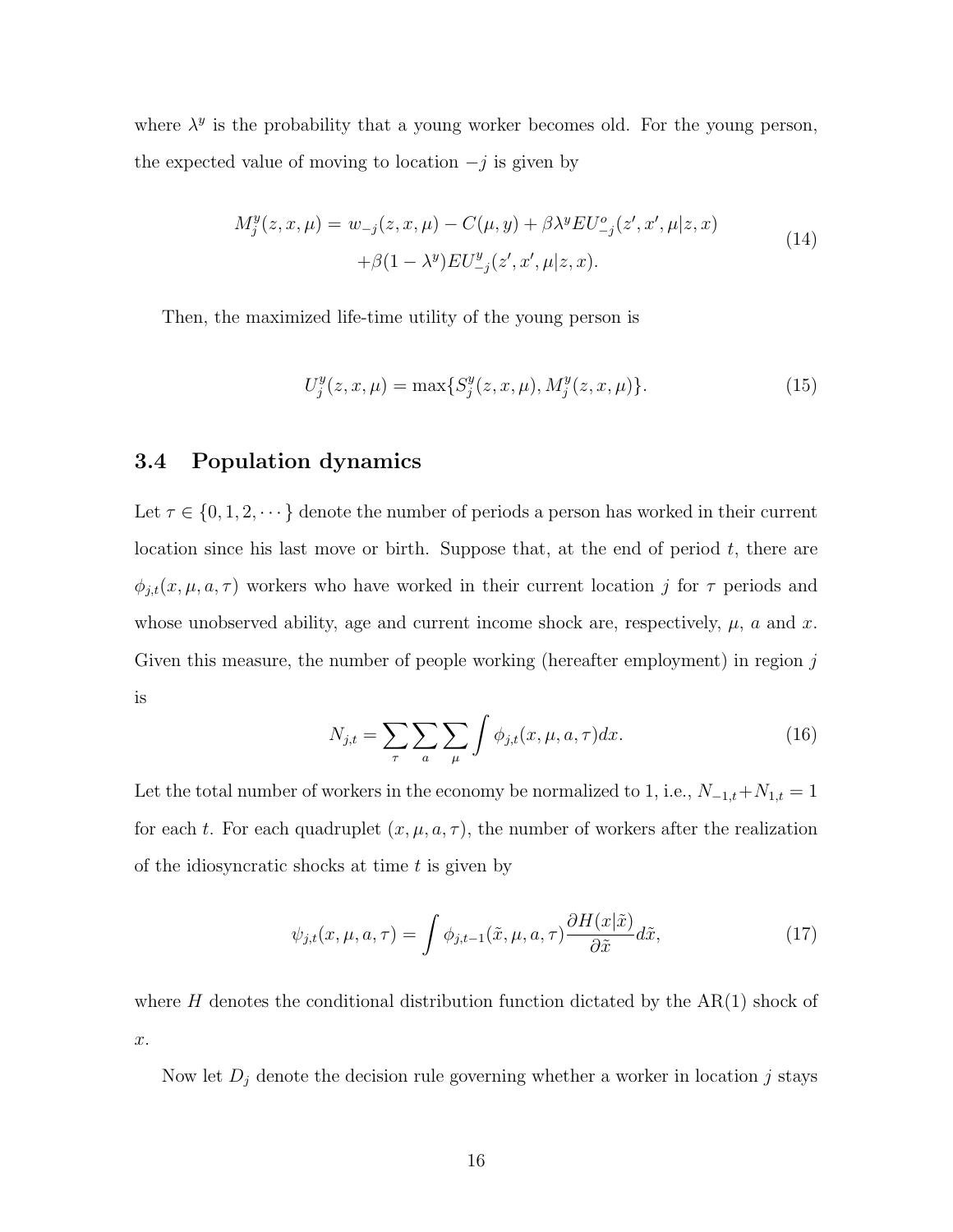where $\lambda^y$ is the probability that a young worker becomes old. For the young person, the expected value of moving to location $-j$ is given by

$$
\begin{aligned}
M_j^y(z, x, \mu) = \; & w_{-j}(z, x, \mu) - C(\mu, y) + \beta \lambda^y E U_{-j}^o(z', x', \mu | z, x) \\
& + \beta (1 - \lambda^y) E U_{-j}^y(z', x', \mu | z, x).
\end{aligned} \tag{14}
$$

Then, the maximized life-time utility of the young person is

$$
U_j^y(z, x, \mu) = \max\{S_j^y(z, x, \mu), M_j^y(z, x, \mu)\}. \tag{15}
$$

### 3.4 Population dynamics

Let $\tau \in \{0, 1, 2, \cdots\}$ denote the number of periods a person has worked in their current location since his last move or birth. Suppose that, at the end of period $t$, there are $\phi_{j,t}(x, \mu, a, \tau)$ workers who have worked in their current location $j$ for $\tau$ periods and whose unobserved ability, age and current income shock are, respectively, $\mu$, $a$ and $x$. Given this measure, the number of people working (hereafter employment) in region $j$ is

$$
N_{j,t} = \sum_{\tau} \sum_{a} \sum_{\mu} \int \phi_{j,t}(x, \mu, a, \tau) dx. \tag{16}
$$

Let the total number of workers in the economy be normalized to 1, i.e., $N_{-1,t} + N_{1,t} = 1$ for each $t$. For each quadruplet $(x, \mu, a, \tau)$, the number of workers after the realization of the idiosyncratic shocks at time $t$ is given by

$$
\psi_{j,t}(x, \mu, a, \tau) = \int \phi_{j,t-1}(\tilde{x}, \mu, a, \tau) \frac{\partial H(x | \tilde{x})}{\partial \tilde{x}} d\tilde{x}, \tag{17}
$$

where $H$ denotes the conditional distribution function dictated by the AR(1) shock of $x$.

Now let $D_j$ denote the decision rule governing whether a worker in location $j$ stays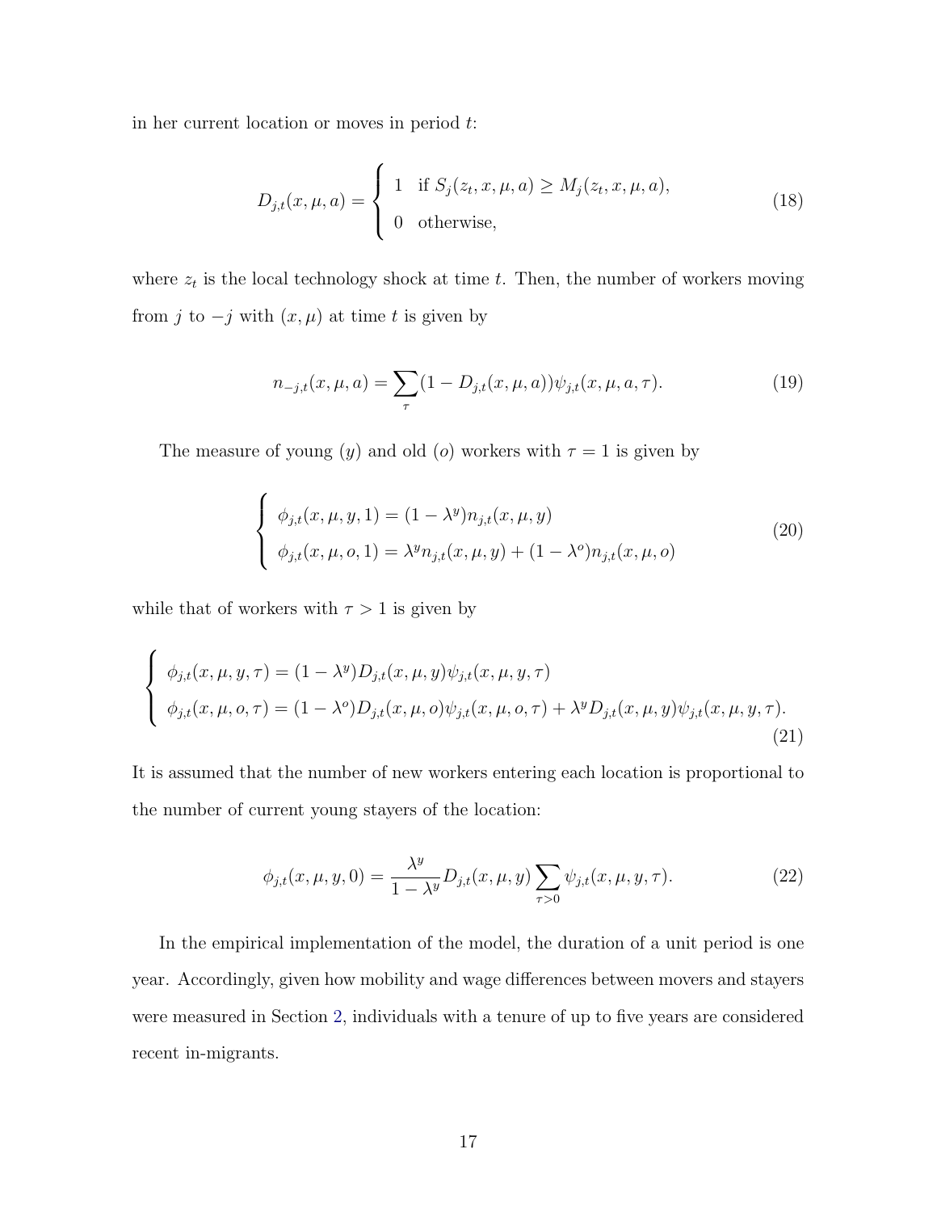in her current location or moves in period $t$:

$$
D_{j,t}(x, \mu, a) = \begin{cases} 1 & \text{if } S_j(z_t, x, \mu, a) \geq M_j(z_t, x, \mu, a), \\ 0 & \text{otherwise,} \end{cases} \tag{18}
$$

where $z_t$ is the local technology shock at time $t$. Then, the number of workers moving from $j$ to $-j$ with $(x, \mu)$ at time $t$ is given by

$$
n_{-j,t}(x, \mu, a) = \sum_{\tau} (1 - D_{j,t}(x, \mu, a)) \psi_{j,t}(x, \mu, a, \tau). \tag{19}
$$

The measure of young ($y$) and old ($o$) workers with $\tau = 1$ is given by

$$
\begin{cases} \phi_{j,t}(x, \mu, y, 1) = (1 - \lambda^y) n_{j,t}(x, \mu, y) \\ \phi_{j,t}(x, \mu, o, 1) = \lambda^y n_{j,t}(x, \mu, y) + (1 - \lambda^o) n_{j,t}(x, \mu, o) \end{cases} \tag{20}
$$

while that of workers with $\tau > 1$ is given by

$$
\begin{cases} \phi_{j,t}(x, \mu, y, \tau) = (1 - \lambda^y) D_{j,t}(x, \mu, y) \psi_{j,t}(x, \mu, y, \tau) \\ \phi_{j,t}(x, \mu, o, \tau) = (1 - \lambda^o) D_{j,t}(x, \mu, o) \psi_{j,t}(x, \mu, o, \tau) + \lambda^y D_{j,t}(x, \mu, y) \psi_{j,t}(x, \mu, y, \tau). \end{cases} \tag{21}
$$

It is assumed that the number of new workers entering each location is proportional to the number of current young stayers of the location:

$$
\phi_{j,t}(x, \mu, y, 0) = \frac{\lambda^y}{1 - \lambda^y} D_{j,t}(x, \mu, y) \sum_{\tau > 0} \psi_{j,t}(x, \mu, y, \tau). \tag{22}
$$

In the empirical implementation of the model, the duration of a unit period is one year. Accordingly, given how mobility and wage differences between movers and stayers were measured in Section 2, individuals with a tenure of up to five years are considered recent in-migrants.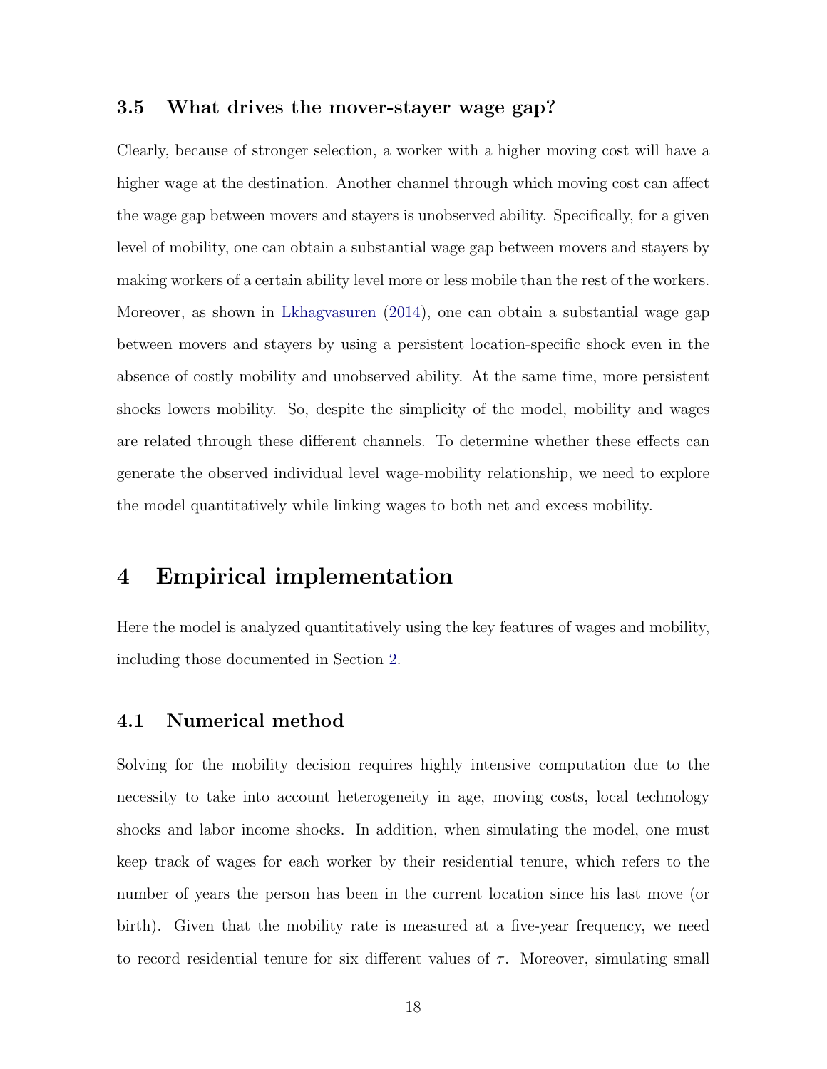### 3.5 What drives the mover-stayer wage gap?

Clearly, because of stronger selection, a worker with a higher moving cost will have a higher wage at the destination. Another channel through which moving cost can affect the wage gap between movers and stayers is unobserved ability. Specifically, for a given level of mobility, one can obtain a substantial wage gap between movers and stayers by making workers of a certain ability level more or less mobile than the rest of the workers. Moreover, as shown in Lkhagvasuren (2014), one can obtain a substantial wage gap between movers and stayers by using a persistent location-specific shock even in the absence of costly mobility and unobserved ability. At the same time, more persistent shocks lowers mobility. So, despite the simplicity of the model, mobility and wages are related through these different channels. To determine whether these effects can generate the observed individual level wage-mobility relationship, we need to explore the model quantitatively while linking wages to both net and excess mobility.

## 4 Empirical implementation

Here the model is analyzed quantitatively using the key features of wages and mobility, including those documented in Section 2.

### 4.1 Numerical method

Solving for the mobility decision requires highly intensive computation due to the necessity to take into account heterogeneity in age, moving costs, local technology shocks and labor income shocks. In addition, when simulating the model, one must keep track of wages for each worker by their residential tenure, which refers to the number of years the person has been in the current location since his last move (or birth). Given that the mobility rate is measured at a five-year frequency, we need to record residential tenure for six different values of $\tau$. Moreover, simulating small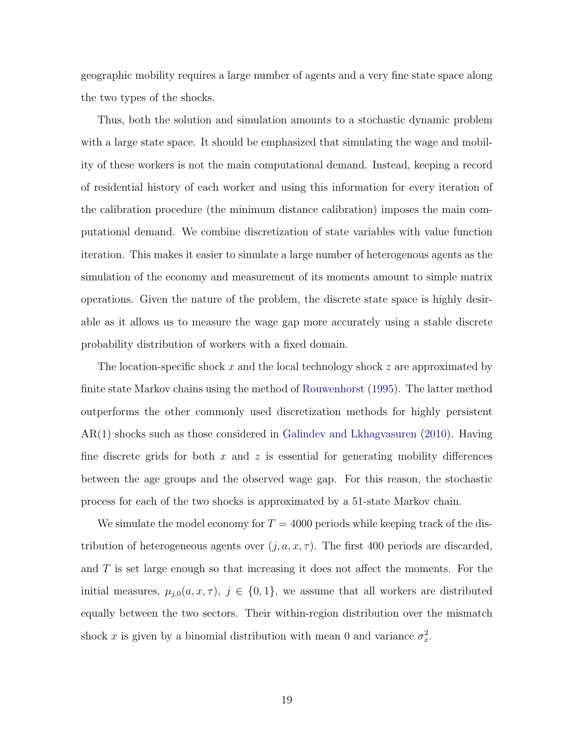geographic mobility requires a large number of agents and a very fine state space along the two types of the shocks.

Thus, both the solution and simulation amounts to a stochastic dynamic problem with a large state space. It should be emphasized that simulating the wage and mobility of these workers is not the main computational demand. Instead, keeping a record of residential history of each worker and using this information for every iteration of the calibration procedure (the minimum distance calibration) imposes the main computational demand. We combine discretization of state variables with value function iteration. This makes it easier to simulate a large number of heterogenous agents as the simulation of the economy and measurement of its moments amount to simple matrix operations. Given the nature of the problem, the discrete state space is highly desirable as it allows us to measure the wage gap more accurately using a stable discrete probability distribution of workers with a fixed domain.

The location-specific shock $x$ and the local technology shock $z$ are approximated by finite state Markov chains using the method of Rouwenhorst (1995). The latter method outperforms the other commonly used discretization methods for highly persistent AR(1) shocks such as those considered in Galindev and Lkhagvasuren (2010). Having fine discrete grids for both $x$ and $z$ is essential for generating mobility differences between the age groups and the observed wage gap. For this reason, the stochastic process for each of the two shocks is approximated by a 51-state Markov chain.

We simulate the model economy for $T = 4000$ periods while keeping track of the distribution of heterogeneous agents over $(j, a, x, \tau)$. The first 400 periods are discarded, and $T$ is set large enough so that increasing it does not affect the moments. For the initial measures, $\mu_{j,0}(a, x, \tau)$, $j \in \{0, 1\}$, we assume that all workers are distributed equally between the two sectors. Their within-region distribution over the mismatch shock $x$ is given by a binomial distribution with mean 0 and variance $\sigma_x^2$.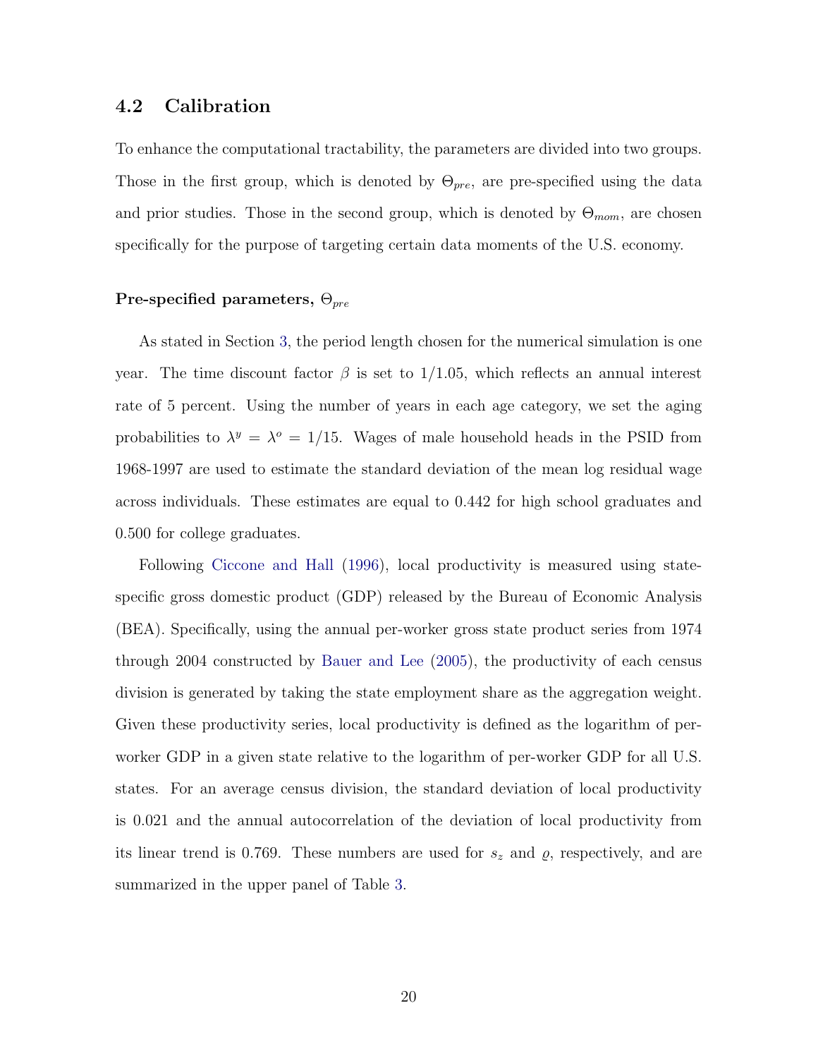## 4.2 Calibration

To enhance the computational tractability, the parameters are divided into two groups. Those in the first group, which is denoted by $\Theta_{pre}$, are pre-specified using the data and prior studies. Those in the second group, which is denoted by $\Theta_{mom}$, are chosen specifically for the purpose of targeting certain data moments of the U.S. economy.

**Pre-specified parameters, $\Theta_{pre}$**

As stated in Section 3, the period length chosen for the numerical simulation is one year. The time discount factor $\beta$ is set to 1/1.05, which reflects an annual interest rate of 5 percent. Using the number of years in each age category, we set the aging probabilities to $\lambda^y = \lambda^o = 1/15$. Wages of male household heads in the PSID from 1968-1997 are used to estimate the standard deviation of the mean log residual wage across individuals. These estimates are equal to 0.442 for high school graduates and 0.500 for college graduates.

Following Ciccone and Hall (1996), local productivity is measured using state-specific gross domestic product (GDP) released by the Bureau of Economic Analysis (BEA). Specifically, using the annual per-worker gross state product series from 1974 through 2004 constructed by Bauer and Lee (2005), the productivity of each census division is generated by taking the state employment share as the aggregation weight. Given these productivity series, local productivity is defined as the logarithm of per-worker GDP in a given state relative to the logarithm of per-worker GDP for all U.S. states. For an average census division, the standard deviation of local productivity is 0.021 and the annual autocorrelation of the deviation of local productivity from its linear trend is 0.769. These numbers are used for $s_z$ and $\varrho$, respectively, and are summarized in the upper panel of Table 3.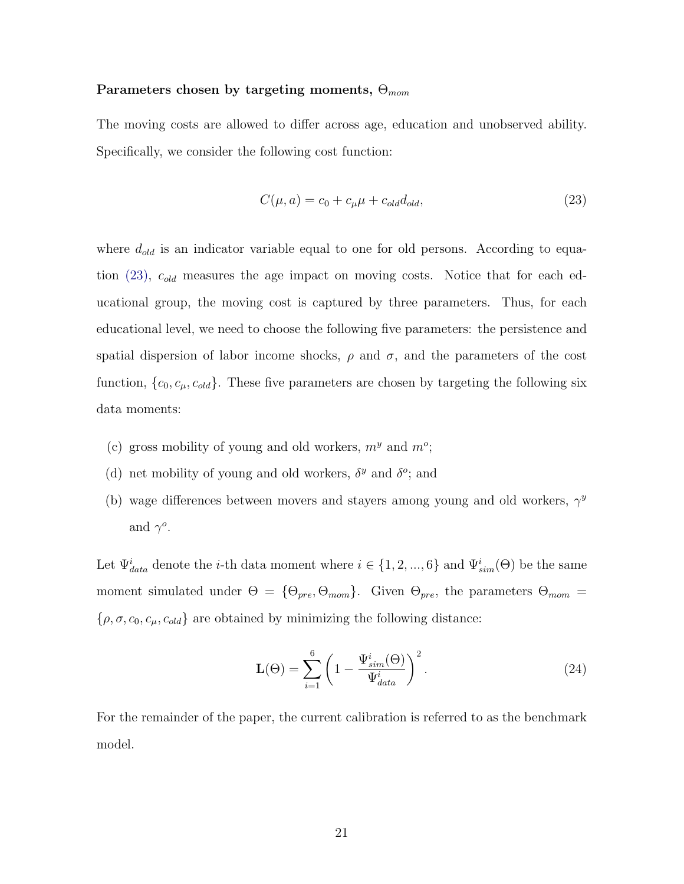**Parameters chosen by targeting moments, $\Theta_{mom}$**

The moving costs are allowed to differ across age, education and unobserved ability. Specifically, we consider the following cost function:

$$C(\mu, a) = c_0 + c_\mu \mu + c_{old} d_{old}, \tag{23}$$

where $d_{old}$ is an indicator variable equal to one for old persons. According to equation (23), $c_{old}$ measures the age impact on moving costs. Notice that for each educational group, the moving cost is captured by three parameters. Thus, for each educational level, we need to choose the following five parameters: the persistence and spatial dispersion of labor income shocks, $\rho$ and $\sigma$, and the parameters of the cost function, $\{c_0, c_\mu, c_{old}\}$. These five parameters are chosen by targeting the following six data moments:

(c) gross mobility of young and old workers, $m^y$ and $m^o$;

(d) net mobility of young and old workers, $\delta^y$ and $\delta^o$; and

(b) wage differences between movers and stayers among young and old workers, $\gamma^y$ and $\gamma^o$.

Let $\Psi^i_{data}$ denote the $i$-th data moment where $i \in \{1, 2, ..., 6\}$ and $\Psi^i_{sim}(\Theta)$ be the same moment simulated under $\Theta = \{\Theta_{pre}, \Theta_{mom}\}$. Given $\Theta_{pre}$, the parameters $\Theta_{mom} = \{\rho, \sigma, c_0, c_\mu, c_{old}\}$ are obtained by minimizing the following distance:

$$\mathbf{L}(\Theta) = \sum_{i=1}^{6} \left(1 - \frac{\Psi^i_{sim}(\Theta)}{\Psi^i_{data}}\right)^2. \tag{24}$$

For the remainder of the paper, the current calibration is referred to as the benchmark model.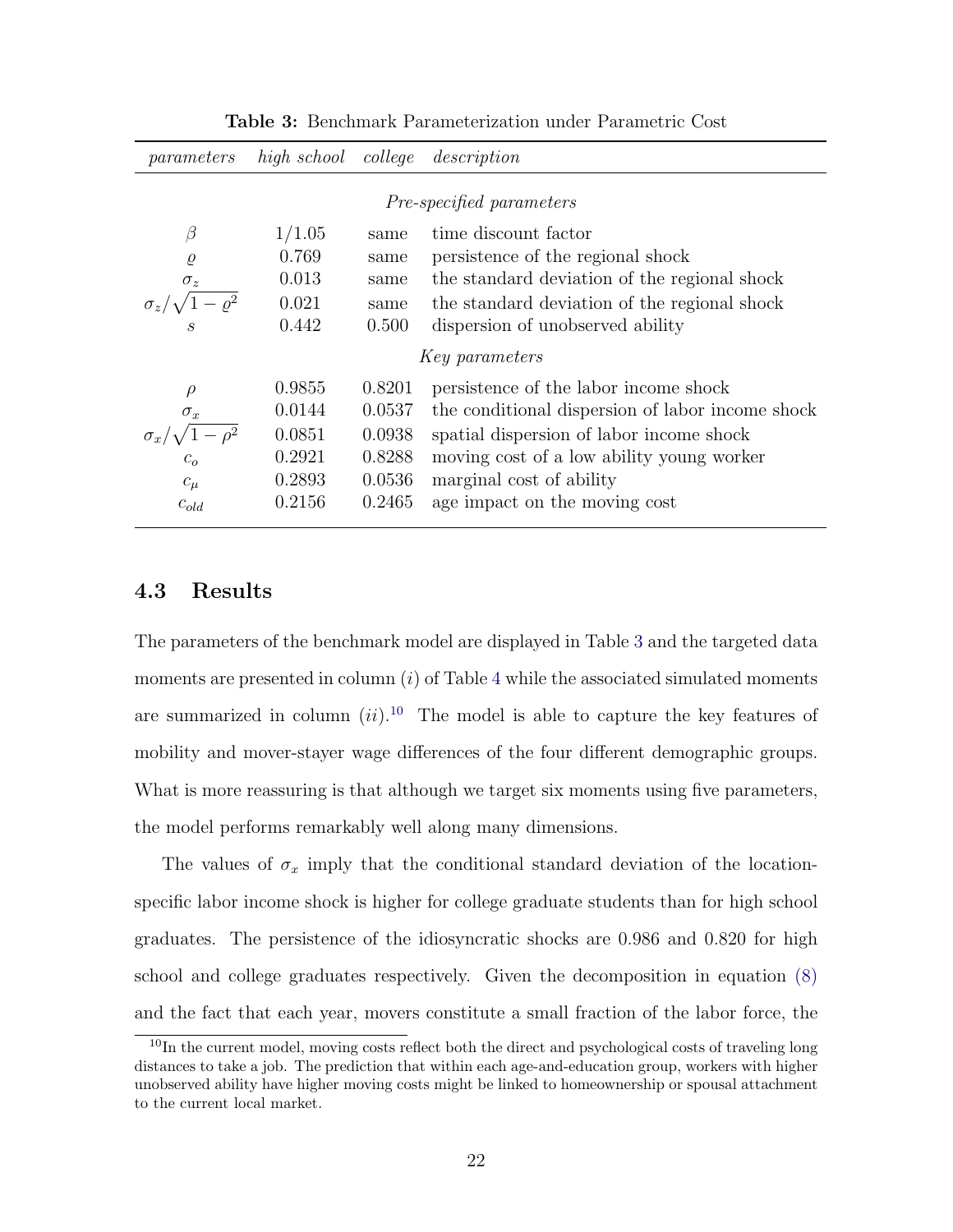**Table 3:** Benchmark Parameterization under Parametric Cost

| *parameters* | *high school* | *college* | *description* |
|---|---|---|---|
| | | *Pre-specified parameters* | |
| $\beta$ | 1/1.05 | same | time discount factor |
| $\varrho$ | 0.769 | same | persistence of the regional shock |
| $\sigma_z$ | 0.013 | same | the standard deviation of the regional shock |
| $\sigma_z/\sqrt{1-\varrho^2}$ | 0.021 | same | the standard deviation of the regional shock |
| $s$ | 0.442 | 0.500 | dispersion of unobserved ability |
| | | *Key parameters* | |
| $\rho$ | 0.9855 | 0.8201 | persistence of the labor income shock |
| $\sigma_x$ | 0.0144 | 0.0537 | the conditional dispersion of labor income shock |
| $\sigma_x/\sqrt{1-\rho^2}$ | 0.0851 | 0.0938 | spatial dispersion of labor income shock |
| $c_o$ | 0.2921 | 0.8288 | moving cost of a low ability young worker |
| $c_\mu$ | 0.2893 | 0.0536 | marginal cost of ability |
| $c_{old}$ | 0.2156 | 0.2465 | age impact on the moving cost |

## 4.3 Results

The parameters of the benchmark model are displayed in Table 3 and the targeted data moments are presented in column $(i)$ of Table 4 while the associated simulated moments are summarized in column $(ii)$.[10] The model is able to capture the key features of mobility and mover-stayer wage differences of the four different demographic groups. What is more reassuring is that although we target six moments using five parameters, the model performs remarkably well along many dimensions.

The values of $\sigma_x$ imply that the conditional standard deviation of the location-specific labor income shock is higher for college graduate students than for high school graduates. The persistence of the idiosyncratic shocks are 0.986 and 0.820 for high school and college graduates respectively. Given the decomposition in equation (8) and the fact that each year, movers constitute a small fraction of the labor force, the

[10] In the current model, moving costs reflect both the direct and psychological costs of traveling long distances to take a job. The prediction that within each age-and-education group, workers with higher unobserved ability have higher moving costs might be linked to homeownership or spousal attachment to the current local market.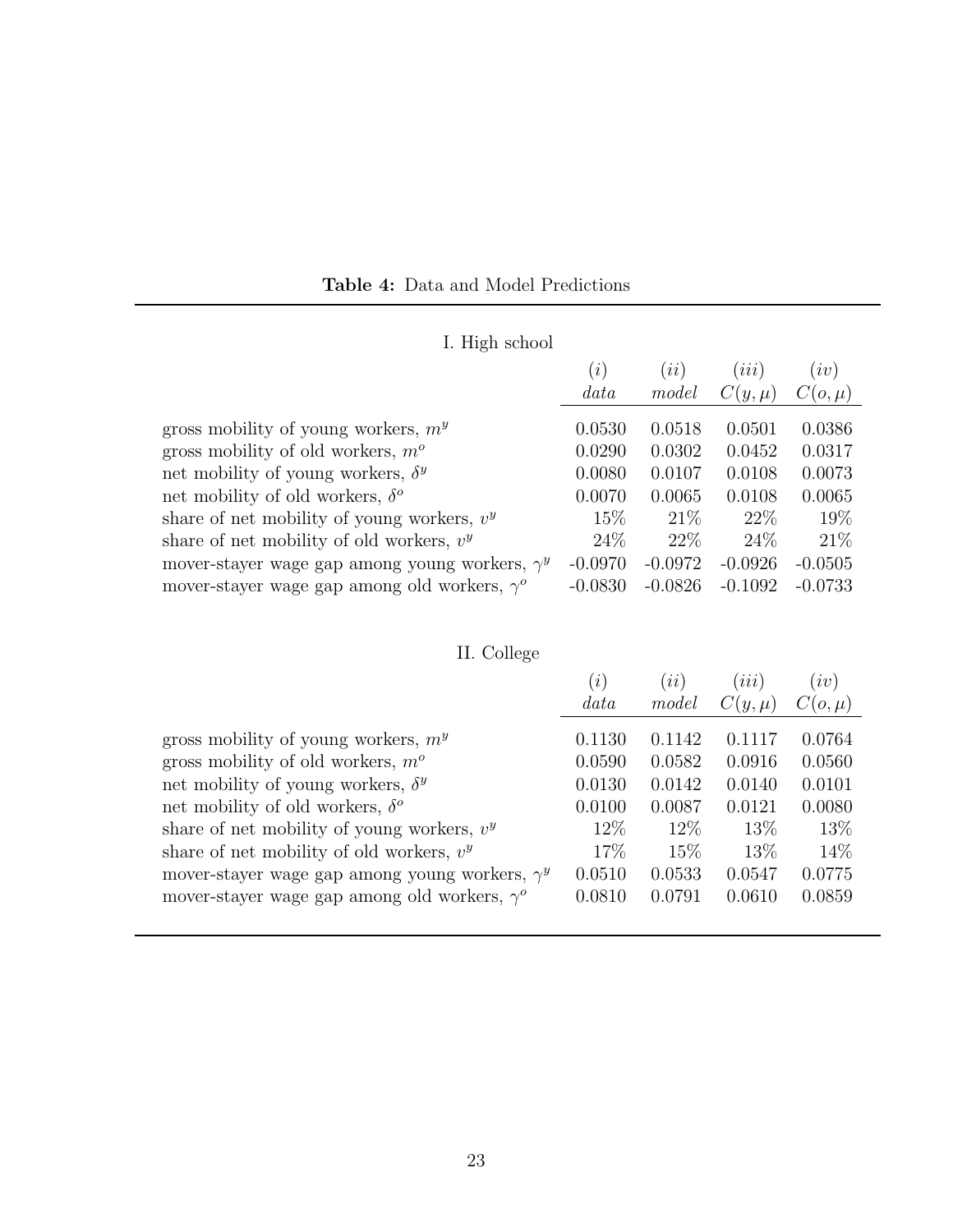**Table 4:** Data and Model Predictions

I. High school

| | $(i)$ *data* | $(ii)$ *model* | $(iii)$ $C(y, \mu)$ | $(iv)$ $C(o, \mu)$ |
|---|---|---|---|---|
| gross mobility of young workers, $m^y$ | 0.0530 | 0.0518 | 0.0501 | 0.0386 |
| gross mobility of old workers, $m^o$ | 0.0290 | 0.0302 | 0.0452 | 0.0317 |
| net mobility of young workers, $\delta^y$ | 0.0080 | 0.0107 | 0.0108 | 0.0073 |
| net mobility of old workers, $\delta^o$ | 0.0070 | 0.0065 | 0.0108 | 0.0065 |
| share of net mobility of young workers, $v^y$ | 15% | 21% | 22% | 19% |
| share of net mobility of old workers, $v^y$ | 24% | 22% | 24% | 21% |
| mover-stayer wage gap among young workers, $\gamma^y$ | -0.0970 | -0.0972 | -0.0926 | -0.0505 |
| mover-stayer wage gap among old workers, $\gamma^o$ | -0.0830 | -0.0826 | -0.1092 | -0.0733 |

II. College

| | $(i)$ *data* | $(ii)$ *model* | $(iii)$ $C(y, \mu)$ | $(iv)$ $C(o, \mu)$ |
|---|---|---|---|---|
| gross mobility of young workers, $m^y$ | 0.1130 | 0.1142 | 0.1117 | 0.0764 |
| gross mobility of old workers, $m^o$ | 0.0590 | 0.0582 | 0.0916 | 0.0560 |
| net mobility of young workers, $\delta^y$ | 0.0130 | 0.0142 | 0.0140 | 0.0101 |
| net mobility of old workers, $\delta^o$ | 0.0100 | 0.0087 | 0.0121 | 0.0080 |
| share of net mobility of young workers, $v^y$ | 12% | 12% | 13% | 13% |
| share of net mobility of old workers, $v^y$ | 17% | 15% | 13% | 14% |
| mover-stayer wage gap among young workers, $\gamma^y$ | 0.0510 | 0.0533 | 0.0547 | 0.0775 |
| mover-stayer wage gap among old workers, $\gamma^o$ | 0.0810 | 0.0791 | 0.0610 | 0.0859 |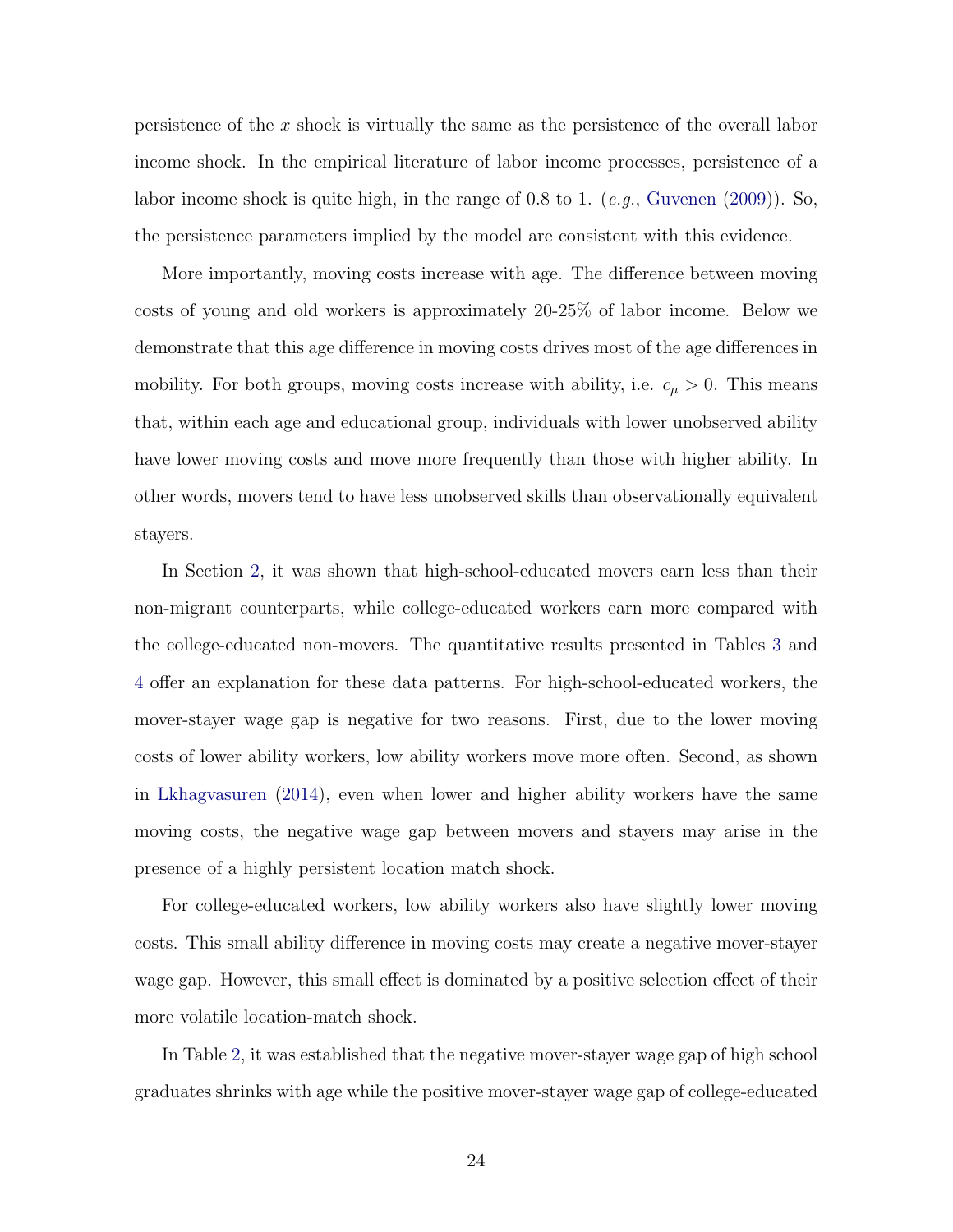persistence of the $x$ shock is virtually the same as the persistence of the overall labor income shock. In the empirical literature of labor income processes, persistence of a labor income shock is quite high, in the range of 0.8 to 1. (*e.g.*, Guvenen (2009)). So, the persistence parameters implied by the model are consistent with this evidence.

More importantly, moving costs increase with age. The difference between moving costs of young and old workers is approximately 20-25% of labor income. Below we demonstrate that this age difference in moving costs drives most of the age differences in mobility. For both groups, moving costs increase with ability, i.e. $c_{\mu} > 0$. This means that, within each age and educational group, individuals with lower unobserved ability have lower moving costs and move more frequently than those with higher ability. In other words, movers tend to have less unobserved skills than observationally equivalent stayers.

In Section 2, it was shown that high-school-educated movers earn less than their non-migrant counterparts, while college-educated workers earn more compared with the college-educated non-movers. The quantitative results presented in Tables 3 and 4 offer an explanation for these data patterns. For high-school-educated workers, the mover-stayer wage gap is negative for two reasons. First, due to the lower moving costs of lower ability workers, low ability workers move more often. Second, as shown in Lkhagvasuren (2014), even when lower and higher ability workers have the same moving costs, the negative wage gap between movers and stayers may arise in the presence of a highly persistent location match shock.

For college-educated workers, low ability workers also have slightly lower moving costs. This small ability difference in moving costs may create a negative mover-stayer wage gap. However, this small effect is dominated by a positive selection effect of their more volatile location-match shock.

In Table 2, it was established that the negative mover-stayer wage gap of high school graduates shrinks with age while the positive mover-stayer wage gap of college-educated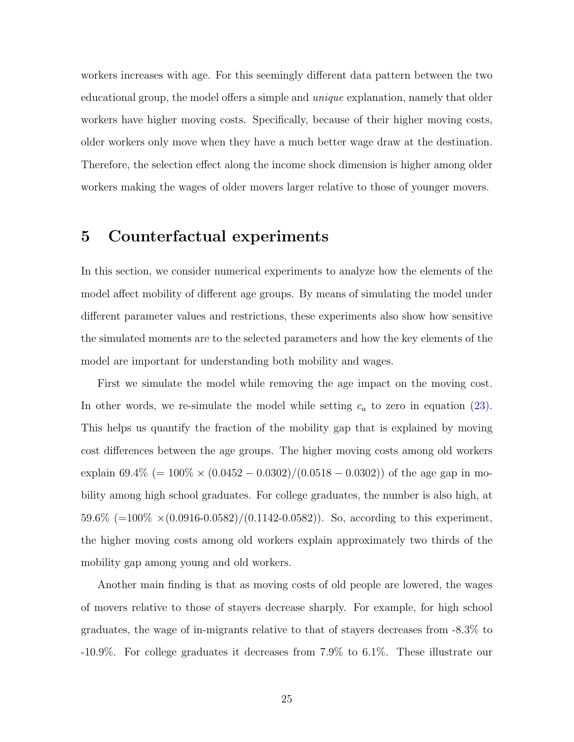workers increases with age. For this seemingly different data pattern between the two educational group, the model offers a simple and *unique* explanation, namely that older workers have higher moving costs. Specifically, because of their higher moving costs, older workers only move when they have a much better wage draw at the destination. Therefore, the selection effect along the income shock dimension is higher among older workers making the wages of older movers larger relative to those of younger movers.

# 5 Counterfactual experiments

In this section, we consider numerical experiments to analyze how the elements of the model affect mobility of different age groups. By means of simulating the model under different parameter values and restrictions, these experiments also show how sensitive the simulated moments are to the selected parameters and how the key elements of the model are important for understanding both mobility and wages.

First we simulate the model while removing the age impact on the moving cost. In other words, we re-simulate the model while setting $c_a$ to zero in equation (23). This helps us quantify the fraction of the mobility gap that is explained by moving cost differences between the age groups. The higher moving costs among old workers explain 69.4% ($= 100\% \times (0.0452 - 0.0302)/(0.0518 - 0.0302)$) of the age gap in mobility among high school graduates. For college graduates, the number is also high, at 59.6% ($=100\% \times (0.0916-0.0582)/(0.1142-0.0582)$). So, according to this experiment, the higher moving costs among old workers explain approximately two thirds of the mobility gap among young and old workers.

Another main finding is that as moving costs of old people are lowered, the wages of movers relative to those of stayers decrease sharply. For example, for high school graduates, the wage of in-migrants relative to that of stayers decreases from -8.3% to -10.9%. For college graduates it decreases from 7.9% to 6.1%. These illustrate our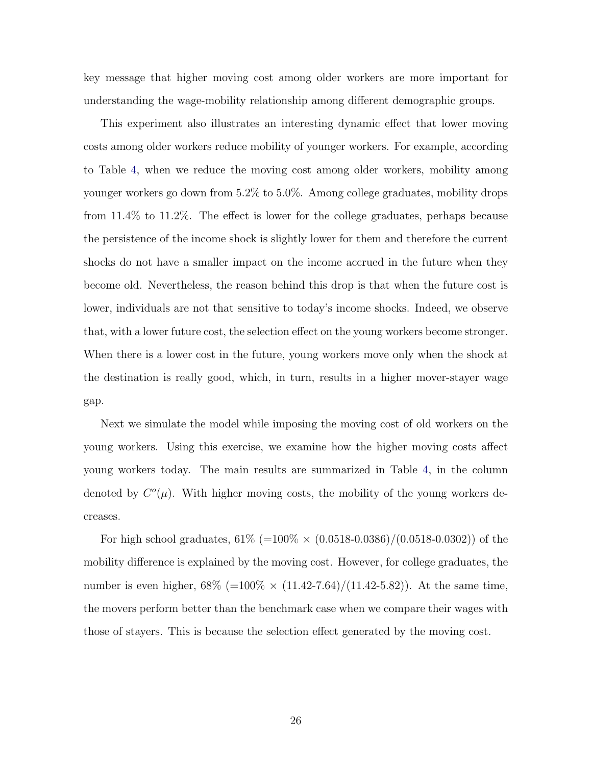key message that higher moving cost among older workers are more important for understanding the wage-mobility relationship among different demographic groups.

This experiment also illustrates an interesting dynamic effect that lower moving costs among older workers reduce mobility of younger workers. For example, according to Table 4, when we reduce the moving cost among older workers, mobility among younger workers go down from 5.2% to 5.0%. Among college graduates, mobility drops from 11.4% to 11.2%. The effect is lower for the college graduates, perhaps because the persistence of the income shock is slightly lower for them and therefore the current shocks do not have a smaller impact on the income accrued in the future when they become old. Nevertheless, the reason behind this drop is that when the future cost is lower, individuals are not that sensitive to today's income shocks. Indeed, we observe that, with a lower future cost, the selection effect on the young workers become stronger. When there is a lower cost in the future, young workers move only when the shock at the destination is really good, which, in turn, results in a higher mover-stayer wage gap.

Next we simulate the model while imposing the moving cost of old workers on the young workers. Using this exercise, we examine how the higher moving costs affect young workers today. The main results are summarized in Table 4, in the column denoted by $C^o(\mu)$. With higher moving costs, the mobility of the young workers decreases.

For high school graduates, 61% (=100% $\times$ (0.0518-0.0386)/(0.0518-0.0302)) of the mobility difference is explained by the moving cost. However, for college graduates, the number is even higher, 68% (=100% $\times$ (11.42-7.64)/(11.42-5.82)). At the same time, the movers perform better than the benchmark case when we compare their wages with those of stayers. This is because the selection effect generated by the moving cost.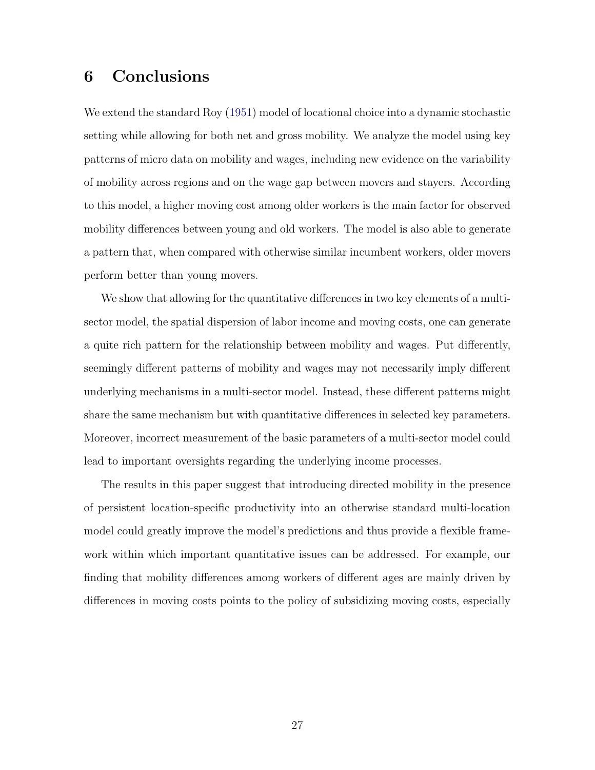# 6 Conclusions

We extend the standard Roy (1951) model of locational choice into a dynamic stochastic setting while allowing for both net and gross mobility. We analyze the model using key patterns of micro data on mobility and wages, including new evidence on the variability of mobility across regions and on the wage gap between movers and stayers. According to this model, a higher moving cost among older workers is the main factor for observed mobility differences between young and old workers. The model is also able to generate a pattern that, when compared with otherwise similar incumbent workers, older movers perform better than young movers.

We show that allowing for the quantitative differences in two key elements of a multi-sector model, the spatial dispersion of labor income and moving costs, one can generate a quite rich pattern for the relationship between mobility and wages. Put differently, seemingly different patterns of mobility and wages may not necessarily imply different underlying mechanisms in a multi-sector model. Instead, these different patterns might share the same mechanism but with quantitative differences in selected key parameters. Moreover, incorrect measurement of the basic parameters of a multi-sector model could lead to important oversights regarding the underlying income processes.

The results in this paper suggest that introducing directed mobility in the presence of persistent location-specific productivity into an otherwise standard multi-location model could greatly improve the model's predictions and thus provide a flexible framework within which important quantitative issues can be addressed. For example, our finding that mobility differences among workers of different ages are mainly driven by differences in moving costs points to the policy of subsidizing moving costs, especially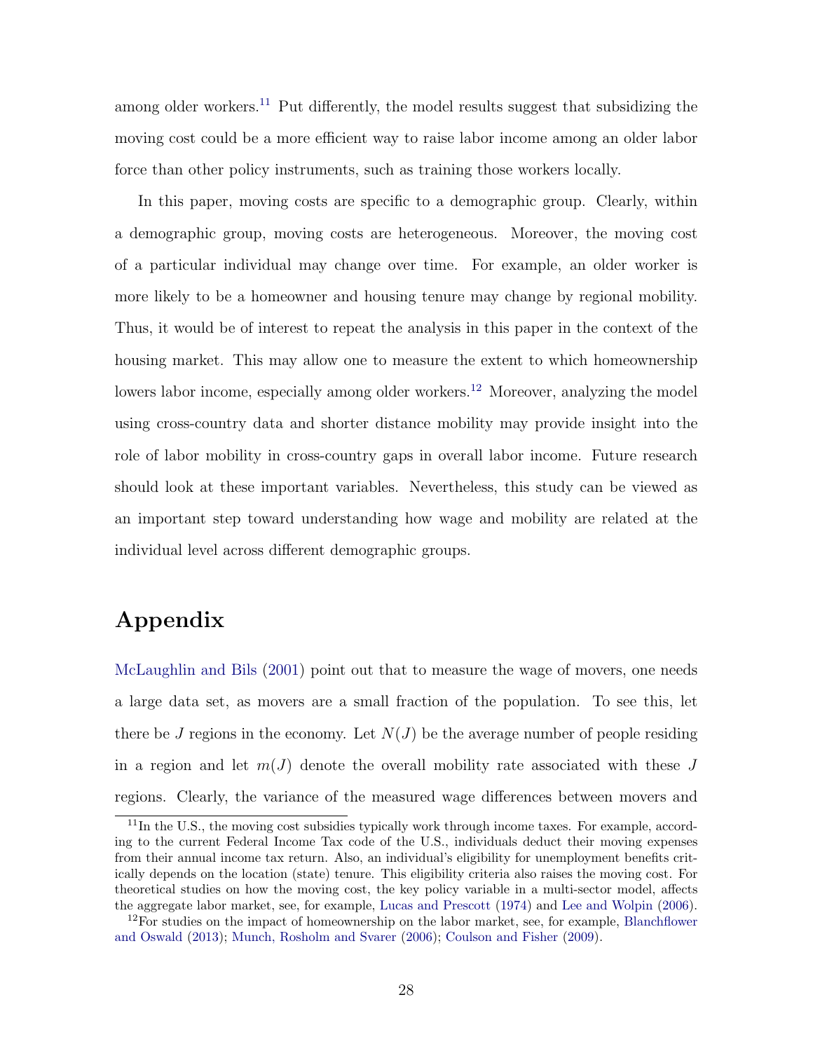among older workers.[11] Put differently, the model results suggest that subsidizing the moving cost could be a more efficient way to raise labor income among an older labor force than other policy instruments, such as training those workers locally.

In this paper, moving costs are specific to a demographic group. Clearly, within a demographic group, moving costs are heterogeneous. Moreover, the moving cost of a particular individual may change over time. For example, an older worker is more likely to be a homeowner and housing tenure may change by regional mobility. Thus, it would be of interest to repeat the analysis in this paper in the context of the housing market. This may allow one to measure the extent to which homeownership lowers labor income, especially among older workers.[12] Moreover, analyzing the model using cross-country data and shorter distance mobility may provide insight into the role of labor mobility in cross-country gaps in overall labor income. Future research should look at these important variables. Nevertheless, this study can be viewed as an important step toward understanding how wage and mobility are related at the individual level across different demographic groups.

# Appendix

McLaughlin and Bils (2001) point out that to measure the wage of movers, one needs a large data set, as movers are a small fraction of the population. To see this, let there be $J$ regions in the economy. Let $N(J)$ be the average number of people residing in a region and let $m(J)$ denote the overall mobility rate associated with these $J$ regions. Clearly, the variance of the measured wage differences between movers and

[11] In the U.S., the moving cost subsidies typically work through income taxes. For example, according to the current Federal Income Tax code of the U.S., individuals deduct their moving expenses from their annual income tax return. Also, an individual's eligibility for unemployment benefits critically depends on the location (state) tenure. This eligibility criteria also raises the moving cost. For theoretical studies on how the moving cost, the key policy variable in a multi-sector model, affects the aggregate labor market, see, for example, Lucas and Prescott (1974) and Lee and Wolpin (2006).

[12] For studies on the impact of homeownership on the labor market, see, for example, Blanchflower and Oswald (2013); Munch, Rosholm and Svarer (2006); Coulson and Fisher (2009).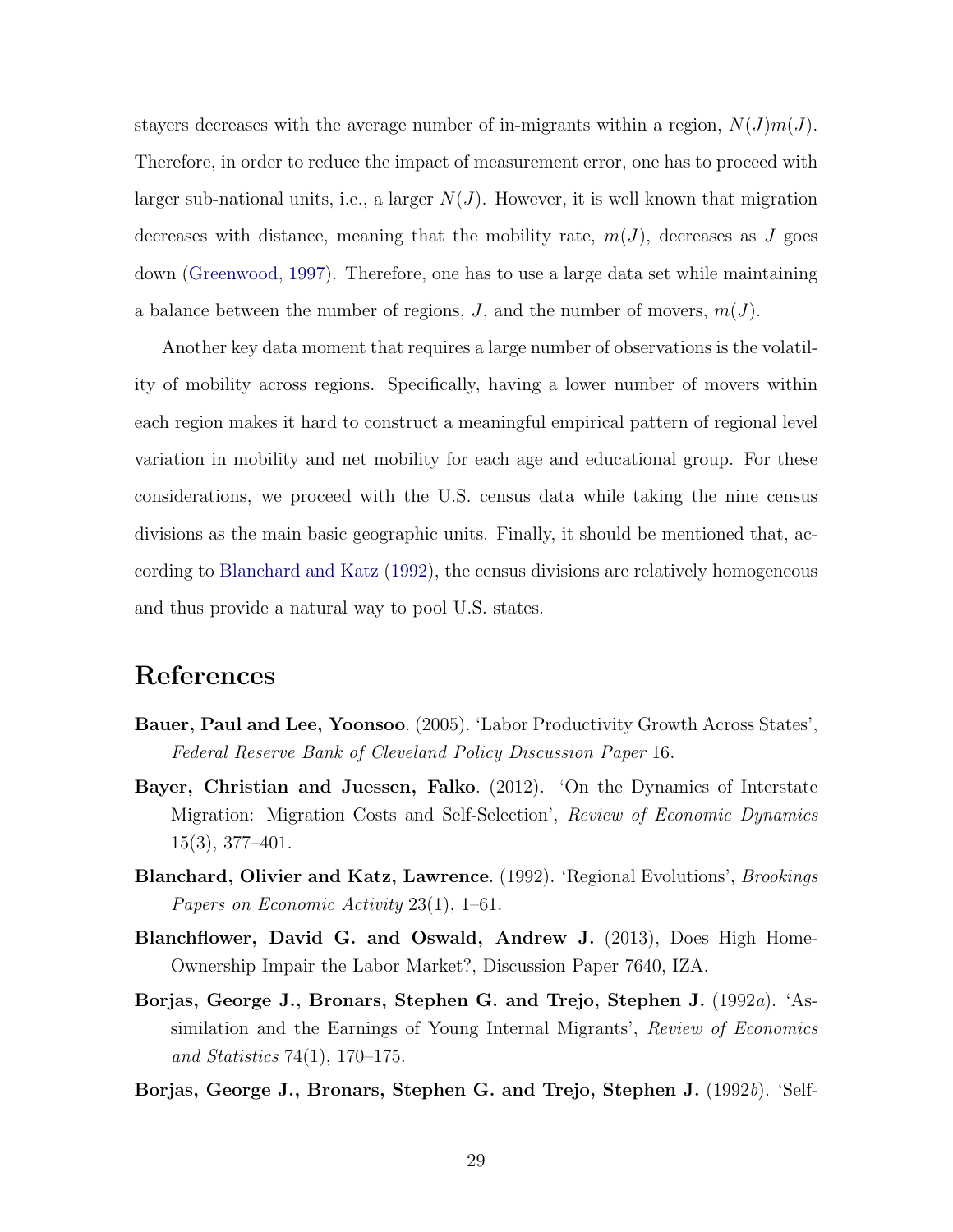stayers decreases with the average number of in-migrants within a region, $N(J)m(J)$. Therefore, in order to reduce the impact of measurement error, one has to proceed with larger sub-national units, i.e., a larger $N(J)$. However, it is well known that migration decreases with distance, meaning that the mobility rate, $m(J)$, decreases as $J$ goes down (Greenwood, 1997). Therefore, one has to use a large data set while maintaining a balance between the number of regions, $J$, and the number of movers, $m(J)$.

Another key data moment that requires a large number of observations is the volatility of mobility across regions. Specifically, having a lower number of movers within each region makes it hard to construct a meaningful empirical pattern of regional level variation in mobility and net mobility for each age and educational group. For these considerations, we proceed with the U.S. census data while taking the nine census divisions as the main basic geographic units. Finally, it should be mentioned that, according to Blanchard and Katz (1992), the census divisions are relatively homogeneous and thus provide a natural way to pool U.S. states.

# References

**Bauer, Paul and Lee, Yoonsoo**. (2005). 'Labor Productivity Growth Across States', *Federal Reserve Bank of Cleveland Policy Discussion Paper* 16.

**Bayer, Christian and Juessen, Falko**. (2012). 'On the Dynamics of Interstate Migration: Migration Costs and Self-Selection', *Review of Economic Dynamics* 15(3), 377–401.

**Blanchard, Olivier and Katz, Lawrence**. (1992). 'Regional Evolutions', *Brookings Papers on Economic Activity* 23(1), 1–61.

**Blanchflower, David G. and Oswald, Andrew J.** (2013), Does High Home-Ownership Impair the Labor Market?, Discussion Paper 7640, IZA.

**Borjas, George J., Bronars, Stephen G. and Trejo, Stephen J.** (1992*a*). 'Assimilation and the Earnings of Young Internal Migrants', *Review of Economics and Statistics* 74(1), 170–175.

**Borjas, George J., Bronars, Stephen G. and Trejo, Stephen J.** (1992*b*). 'Self-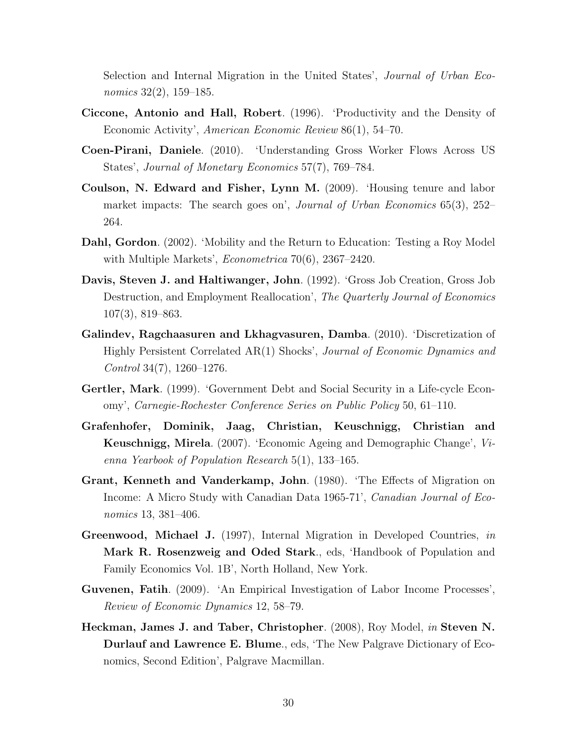Selection and Internal Migration in the United States', *Journal of Urban Economics* 32(2), 159–185.

**Ciccone, Antonio and Hall, Robert**. (1996). 'Productivity and the Density of Economic Activity', *American Economic Review* 86(1), 54–70.

**Coen-Pirani, Daniele**. (2010). 'Understanding Gross Worker Flows Across US States', *Journal of Monetary Economics* 57(7), 769–784.

**Coulson, N. Edward and Fisher, Lynn M.** (2009). 'Housing tenure and labor market impacts: The search goes on', *Journal of Urban Economics* 65(3), 252–264.

**Dahl, Gordon**. (2002). 'Mobility and the Return to Education: Testing a Roy Model with Multiple Markets', *Econometrica* 70(6), 2367–2420.

**Davis, Steven J. and Haltiwanger, John**. (1992). 'Gross Job Creation, Gross Job Destruction, and Employment Reallocation', *The Quarterly Journal of Economics* 107(3), 819–863.

**Galindev, Ragchaasuren and Lkhagvasuren, Damba**. (2010). 'Discretization of Highly Persistent Correlated AR(1) Shocks', *Journal of Economic Dynamics and Control* 34(7), 1260–1276.

**Gertler, Mark**. (1999). 'Government Debt and Social Security in a Life-cycle Economy', *Carnegie-Rochester Conference Series on Public Policy* 50, 61–110.

**Grafenhofer, Dominik, Jaag, Christian, Keuschnigg, Christian and Keuschnigg, Mirela**. (2007). 'Economic Ageing and Demographic Change', *Vienna Yearbook of Population Research* 5(1), 133–165.

**Grant, Kenneth and Vanderkamp, John**. (1980). 'The Effects of Migration on Income: A Micro Study with Canadian Data 1965-71', *Canadian Journal of Economics* 13, 381–406.

**Greenwood, Michael J.** (1997), Internal Migration in Developed Countries, *in* **Mark R. Rosenzweig and Oded Stark**., eds, 'Handbook of Population and Family Economics Vol. 1B', North Holland, New York.

**Guvenen, Fatih**. (2009). 'An Empirical Investigation of Labor Income Processes', *Review of Economic Dynamics* 12, 58–79.

**Heckman, James J. and Taber, Christopher**. (2008), Roy Model, *in* **Steven N. Durlauf and Lawrence E. Blume**., eds, 'The New Palgrave Dictionary of Economics, Second Edition', Palgrave Macmillan.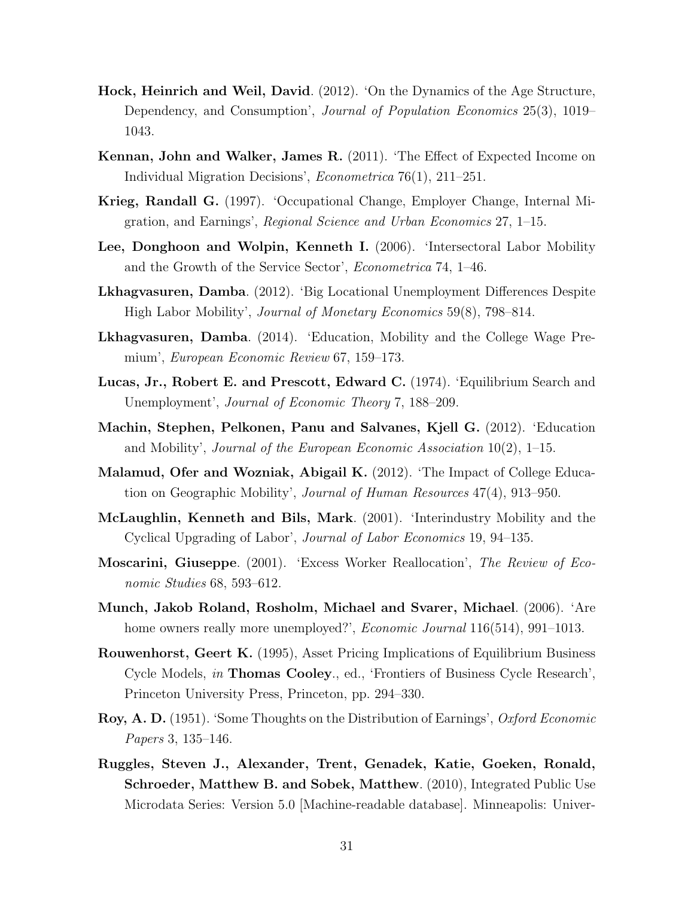**Hock, Heinrich and Weil, David**. (2012). 'On the Dynamics of the Age Structure, Dependency, and Consumption', *Journal of Population Economics* 25(3), 1019–1043.

**Kennan, John and Walker, James R.** (2011). 'The Effect of Expected Income on Individual Migration Decisions', *Econometrica* 76(1), 211–251.

**Krieg, Randall G.** (1997). 'Occupational Change, Employer Change, Internal Migration, and Earnings', *Regional Science and Urban Economics* 27, 1–15.

**Lee, Donghoon and Wolpin, Kenneth I.** (2006). 'Intersectoral Labor Mobility and the Growth of the Service Sector', *Econometrica* 74, 1–46.

**Lkhagvasuren, Damba**. (2012). 'Big Locational Unemployment Differences Despite High Labor Mobility', *Journal of Monetary Economics* 59(8), 798–814.

**Lkhagvasuren, Damba**. (2014). 'Education, Mobility and the College Wage Premium', *European Economic Review* 67, 159–173.

**Lucas, Jr., Robert E. and Prescott, Edward C.** (1974). 'Equilibrium Search and Unemployment', *Journal of Economic Theory* 7, 188–209.

**Machin, Stephen, Pelkonen, Panu and Salvanes, Kjell G.** (2012). 'Education and Mobility', *Journal of the European Economic Association* 10(2), 1–15.

**Malamud, Ofer and Wozniak, Abigail K.** (2012). 'The Impact of College Education on Geographic Mobility', *Journal of Human Resources* 47(4), 913–950.

**McLaughlin, Kenneth and Bils, Mark**. (2001). 'Interindustry Mobility and the Cyclical Upgrading of Labor', *Journal of Labor Economics* 19, 94–135.

**Moscarini, Giuseppe**. (2001). 'Excess Worker Reallocation', *The Review of Economic Studies* 68, 593–612.

**Munch, Jakob Roland, Rosholm, Michael and Svarer, Michael**. (2006). 'Are home owners really more unemployed?', *Economic Journal* 116(514), 991–1013.

**Rouwenhorst, Geert K.** (1995), Asset Pricing Implications of Equilibrium Business Cycle Models, *in* **Thomas Cooley**., ed., 'Frontiers of Business Cycle Research', Princeton University Press, Princeton, pp. 294–330.

**Roy, A. D.** (1951). 'Some Thoughts on the Distribution of Earnings', *Oxford Economic Papers* 3, 135–146.

**Ruggles, Steven J., Alexander, Trent, Genadek, Katie, Goeken, Ronald, Schroeder, Matthew B. and Sobek, Matthew**. (2010), Integrated Public Use Microdata Series: Version 5.0 [Machine-readable database]. Minneapolis: Univer-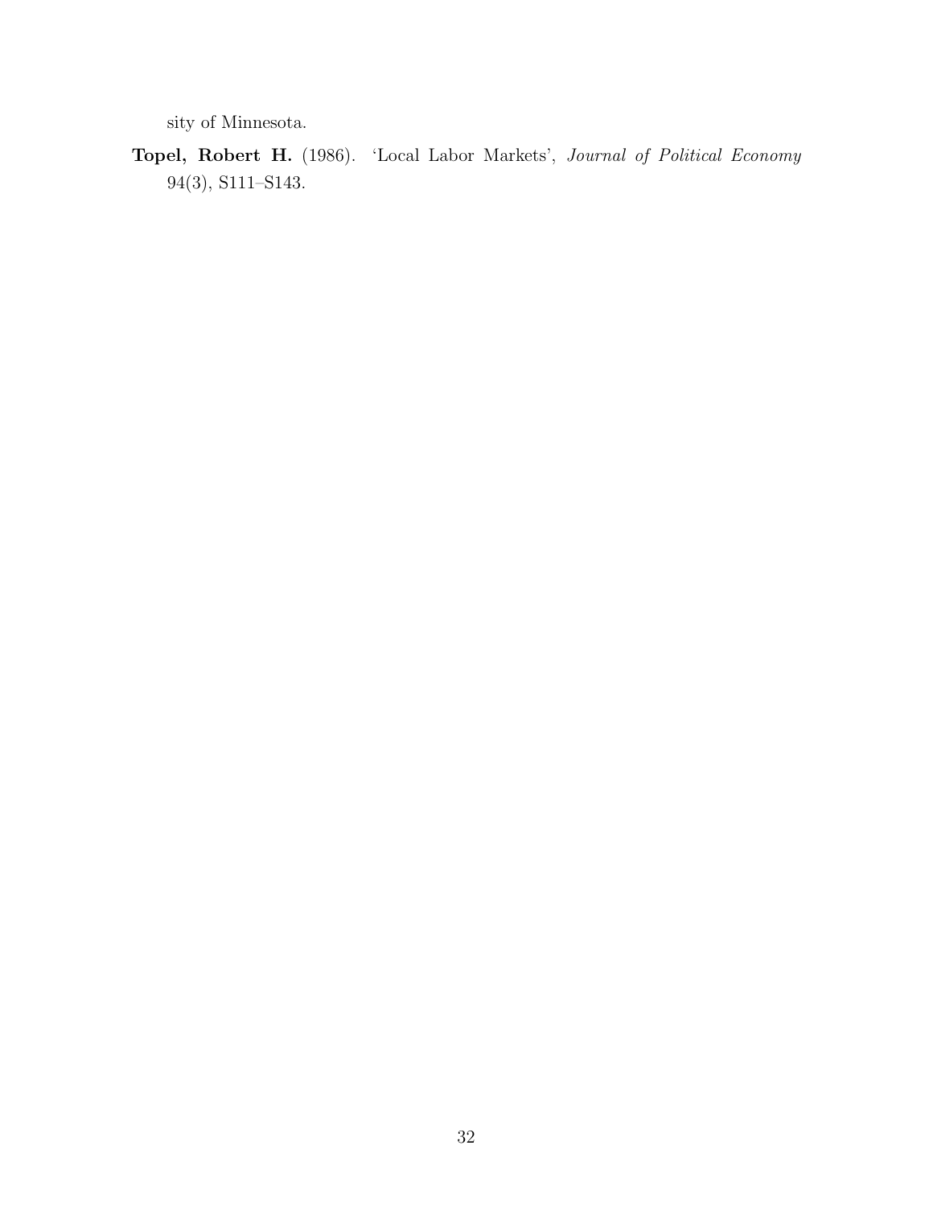sity of Minnesota.

**Topel, Robert H.** (1986). 'Local Labor Markets', *Journal of Political Economy* 94(3), S111–S143.